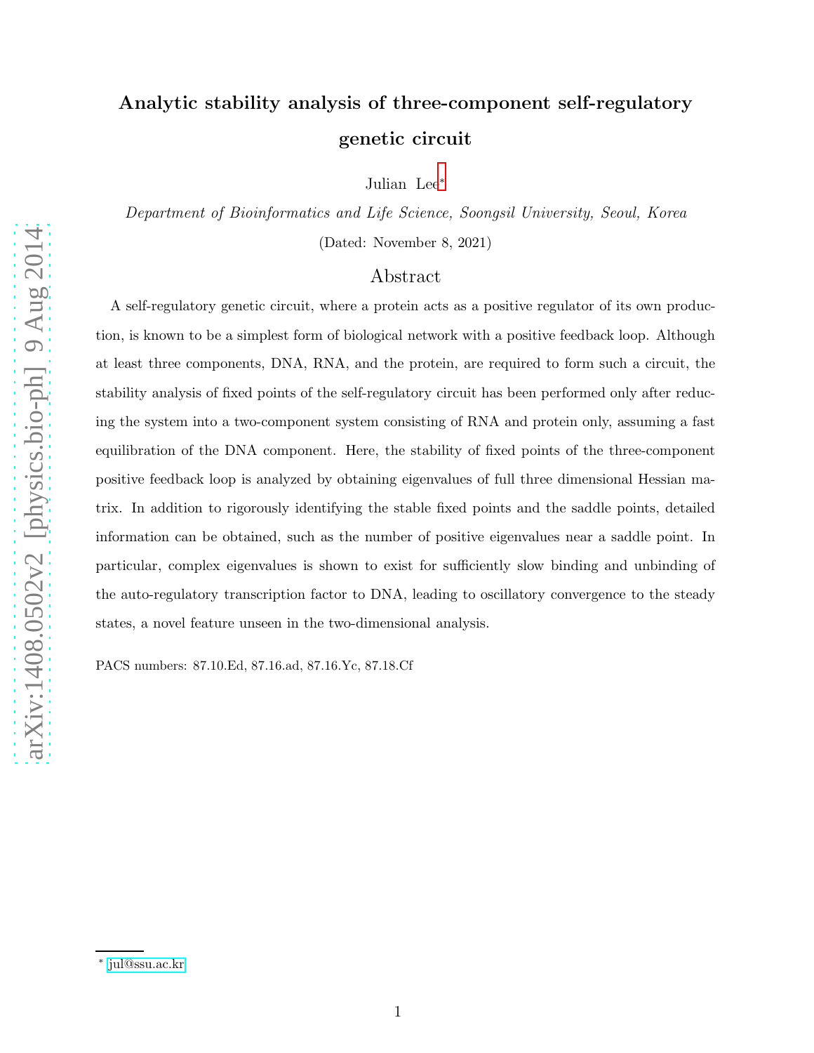# Analytic stability analysis of three-component self-regulatory genetic circuit

Julian Lee[*]

*Department of Bioinformatics and Life Science, Soongsil University, Seoul, Korea*

(Dated: November 8, 2021)

## Abstract

A self-regulatory genetic circuit, where a protein acts as a positive regulator of its own production, is known to be a simplest form of biological network with a positive feedback loop. Although at least three components, DNA, RNA, and the protein, are required to form such a circuit, the stability analysis of fixed points of the self-regulatory circuit has been performed only after reducing the system into a two-component system consisting of RNA and protein only, assuming a fast equilibration of the DNA component. Here, the stability of fixed points of the three-component positive feedback loop is analyzed by obtaining eigenvalues of full three dimensional Hessian matrix. In addition to rigorously identifying the stable fixed points and the saddle points, detailed information can be obtained, such as the number of positive eigenvalues near a saddle point. In particular, complex eigenvalues is shown to exist for sufficiently slow binding and unbinding of the auto-regulatory transcription factor to DNA, leading to oscillatory convergence to the steady states, a novel feature unseen in the two-dimensional analysis.

PACS numbers: 87.10.Ed, 87.16.ad, 87.16.Yc, 87.18.Cf

---

[*] jul@ssu.ac.kr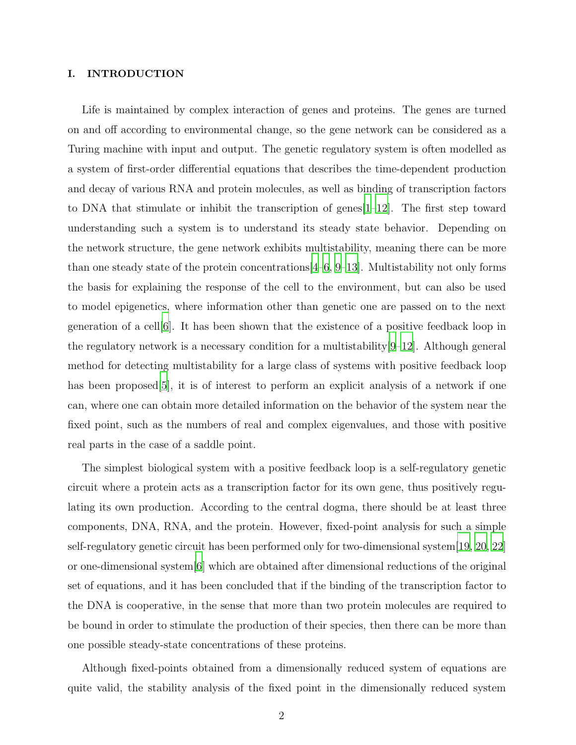## I. INTRODUCTION

Life is maintained by complex interaction of genes and proteins. The genes are turned on and off according to environmental change, so the gene network can be considered as a Turing machine with input and output. The genetic regulatory system is often modelled as a system of first-order differential equations that describes the time-dependent production and decay of various RNA and protein molecules, as well as binding of transcription factors to DNA that stimulate or inhibit the transcription of genes[1–12]. The first step toward understanding such a system is to understand its steady state behavior. Depending on the network structure, the gene network exhibits multistability, meaning there can be more than one steady state of the protein concentrations[4–6, 9–13]. Multistability not only forms the basis for explaining the response of the cell to the environment, but can also be used to model epigenetics, where information other than genetic one are passed on to the next generation of a cell[6]. It has been shown that the existence of a positive feedback loop in the regulatory network is a necessary condition for a multistability[9–12]. Although general method for detecting multistability for a large class of systems with positive feedback loop has been proposed[5], it is of interest to perform an explicit analysis of a network if one can, where one can obtain more detailed information on the behavior of the system near the fixed point, such as the numbers of real and complex eigenvalues, and those with positive real parts in the case of a saddle point.

The simplest biological system with a positive feedback loop is a self-regulatory genetic circuit where a protein acts as a transcription factor for its own gene, thus positively regulating its own production. According to the central dogma, there should be at least three components, DNA, RNA, and the protein. However, fixed-point analysis for such a simple self-regulatory genetic circuit has been performed only for two-dimensional system[19, 20, 22] or one-dimensional system[6] which are obtained after dimensional reductions of the original set of equations, and it has been concluded that if the binding of the transcription factor to the DNA is cooperative, in the sense that more than two protein molecules are required to be bound in order to stimulate the production of their species, then there can be more than one possible steady-state concentrations of these proteins.

Although fixed-points obtained from a dimensionally reduced system of equations are quite valid, the stability analysis of the fixed point in the dimensionally reduced system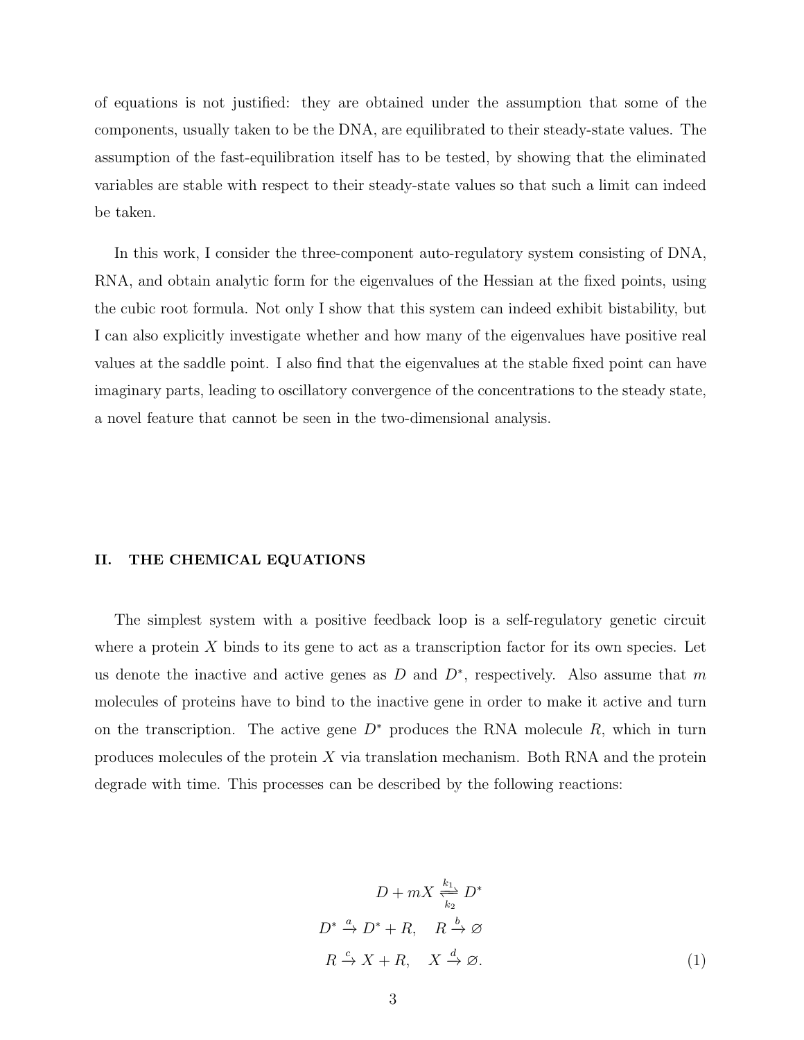of equations is not justified: they are obtained under the assumption that some of the components, usually taken to be the DNA, are equilibrated to their steady-state values. The assumption of the fast-equilibration itself has to be tested, by showing that the eliminated variables are stable with respect to their steady-state values so that such a limit can indeed be taken.

In this work, I consider the three-component auto-regulatory system consisting of DNA, RNA, and obtain analytic form for the eigenvalues of the Hessian at the fixed points, using the cubic root formula. Not only I show that this system can indeed exhibit bistability, but I can also explicitly investigate whether and how many of the eigenvalues have positive real values at the saddle point. I also find that the eigenvalues at the stable fixed point can have imaginary parts, leading to oscillatory convergence of the concentrations to the steady state, a novel feature that cannot be seen in the two-dimensional analysis.

## II. THE CHEMICAL EQUATIONS

The simplest system with a positive feedback loop is a self-regulatory genetic circuit where a protein $X$ binds to its gene to act as a transcription factor for its own species. Let us denote the inactive and active genes as $D$ and $D^*$, respectively. Also assume that $m$ molecules of proteins have to bind to the inactive gene in order to make it active and turn on the transcription. The active gene $D^*$ produces the RNA molecule $R$, which in turn produces molecules of the protein $X$ via translation mechanism. Both RNA and the protein degrade with time. This processes can be described by the following reactions:

$$
\begin{aligned}
D + mX &\underset{k_2}{\overset{k_1}{\rightleftharpoons}} D^* \\
D^* \xrightarrow{a} D^* + R, &\quad R \xrightarrow{b} \varnothing \\
R \xrightarrow{c} X + R, &\quad X \xrightarrow{d} \varnothing.
\end{aligned}
\tag{1}
$$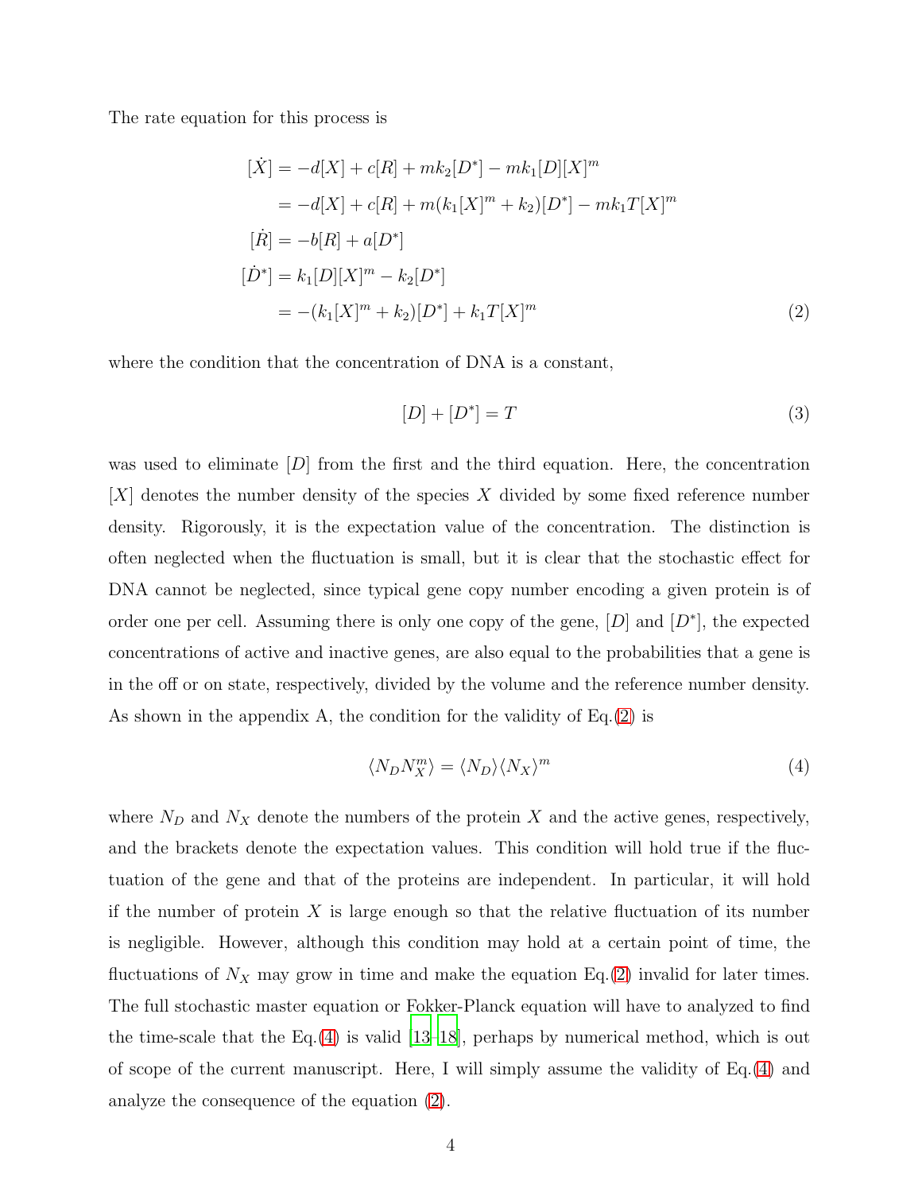The rate equation for this process is

$$
\begin{aligned}
[\dot{X}] &= -d[X] + c[R] + mk_2[D^*] - mk_1[D][X]^m \\
&= -d[X] + c[R] + m(k_1[X]^m + k_2)[D^*] - mk_1T[X]^m \\
[\dot{R}] &= -b[R] + a[D^*] \\
[\dot{D^*}] &= k_1[D][X]^m - k_2[D^*] \\
&= -(k_1[X]^m + k_2)[D^*] + k_1T[X]^m
\end{aligned} \tag{2}
$$

where the condition that the concentration of DNA is a constant,

$$
[D] + [D^*] = T \tag{3}
$$

was used to eliminate $[D]$ from the first and the third equation. Here, the concentration $[X]$ denotes the number density of the species $X$ divided by some fixed reference number density. Rigorously, it is the expectation value of the concentration. The distinction is often neglected when the fluctuation is small, but it is clear that the stochastic effect for DNA cannot be neglected, since typical gene copy number encoding a given protein is of order one per cell. Assuming there is only one copy of the gene, $[D]$ and $[D^*]$, the expected concentrations of active and inactive genes, are also equal to the probabilities that a gene is in the off or on state, respectively, divided by the volume and the reference number density. As shown in the appendix A, the condition for the validity of Eq.(2) is

$$
\langle N_D N_X^m \rangle = \langle N_D \rangle \langle N_X \rangle^m \tag{4}
$$

where $N_D$ and $N_X$ denote the numbers of the protein $X$ and the active genes, respectively, and the brackets denote the expectation values. This condition will hold true if the fluctuation of the gene and that of the proteins are independent. In particular, it will hold if the number of protein $X$ is large enough so that the relative fluctuation of its number is negligible. However, although this condition may hold at a certain point of time, the fluctuations of $N_X$ may grow in time and make the equation Eq.(2) invalid for later times. The full stochastic master equation or Fokker-Planck equation will have to analyzed to find the time-scale that the Eq.(4) is valid [13–18], perhaps by numerical method, which is out of scope of the current manuscript. Here, I will simply assume the validity of Eq.(4) and analyze the consequence of the equation (2).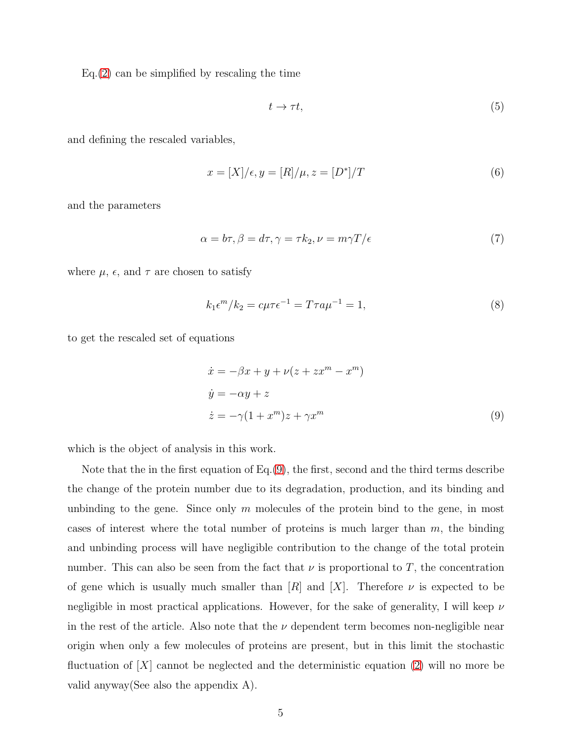Eq.(2) can be simplified by rescaling the time

$$t \to \tau t, \tag{5}$$

and defining the rescaled variables,

$$x = [X]/\epsilon, y = [R]/\mu, z = [D^*]/T \tag{6}$$

and the parameters

$$\alpha = b\tau, \beta = d\tau, \gamma = \tau k_2, \nu = m\gamma T/\epsilon \tag{7}$$

where $\mu$, $\epsilon$, and $\tau$ are chosen to satisfy

$$k_1\epsilon^m/k_2 = c\mu\tau\epsilon^{-1} = T\tau a\mu^{-1} = 1, \tag{8}$$

to get the rescaled set of equations

$$\begin{aligned}
\dot{x} &= -\beta x + y + \nu(z + zx^m - x^m) \\
\dot{y} &= -\alpha y + z \\
\dot{z} &= -\gamma(1 + x^m)z + \gamma x^m
\end{aligned} \tag{9}$$

which is the object of analysis in this work.

Note that the in the first equation of Eq.(9), the first, second and the third terms describe the change of the protein number due to its degradation, production, and its binding and unbinding to the gene. Since only $m$ molecules of the protein bind to the gene, in most cases of interest where the total number of proteins is much larger than $m$, the binding and unbinding process will have negligible contribution to the change of the total protein number. This can also be seen from the fact that $\nu$ is proportional to $T$, the concentration of gene which is usually much smaller than $[R]$ and $[X]$. Therefore $\nu$ is expected to be negligible in most practical applications. However, for the sake of generality, I will keep $\nu$ in the rest of the article. Also note that the $\nu$ dependent term becomes non-negligible near origin when only a few molecules of proteins are present, but in this limit the stochastic fluctuation of $[X]$ cannot be neglected and the deterministic equation (2) will no more be valid anyway(See also the appendix A).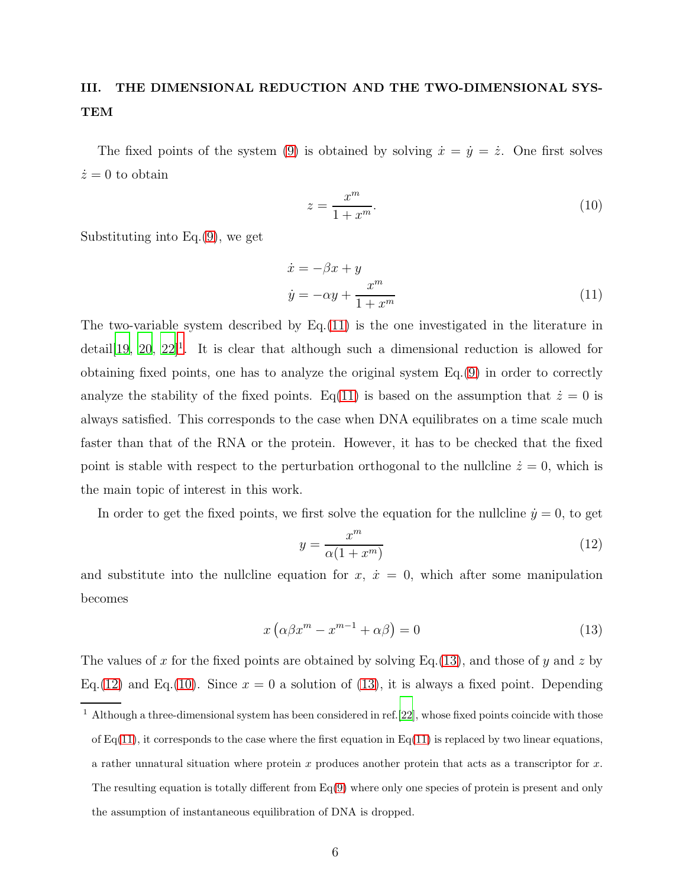## III. THE DIMENSIONAL REDUCTION AND THE TWO-DIMENSIONAL SYSTEM

The fixed points of the system (9) is obtained by solving $\dot{x} = \dot{y} = \dot{z}$. One first solves $\dot{z} = 0$ to obtain

$$z = \frac{x^m}{1 + x^m}. \tag{10}$$

Substituting into Eq.(9), we get

$$\begin{aligned}
\dot{x} &= -\beta x + y \\
\dot{y} &= -\alpha y + \frac{x^m}{1 + x^m}
\end{aligned} \tag{11}$$

The two-variable system described by Eq.(11) is the one investigated in the literature in detail[19, 20, 22][1]. It is clear that although such a dimensional reduction is allowed for obtaining fixed points, one has to analyze the original system Eq.(9) in order to correctly analyze the stability of the fixed points. Eq(11) is based on the assumption that $\dot{z} = 0$ is always satisfied. This corresponds to the case when DNA equilibrates on a time scale much faster than that of the RNA or the protein. However, it has to be checked that the fixed point is stable with respect to the perturbation orthogonal to the nullcline $\dot{z} = 0$, which is the main topic of interest in this work.

In order to get the fixed points, we first solve the equation for the nullcline $\dot{y} = 0$, to get

$$y = \frac{x^m}{\alpha(1 + x^m)} \tag{12}$$

and substitute into the nullcline equation for $x$, $\dot{x} = 0$, which after some manipulation becomes

$$x \left( \alpha\beta x^m - x^{m-1} + \alpha\beta \right) = 0 \tag{13}$$

The values of $x$ for the fixed points are obtained by solving Eq.(13), and those of $y$ and $z$ by Eq.(12) and Eq.(10). Since $x = 0$ a solution of (13), it is always a fixed point. Depending

[1] Although a three-dimensional system has been considered in ref.[22], whose fixed points coincide with those of Eq(11), it corresponds to the case where the first equation in Eq(11) is replaced by two linear equations, a rather unnatural situation where protein $x$ produces another protein that acts as a transcriptor for $x$. The resulting equation is totally different from Eq(9) where only one species of protein is present and only the assumption of instantaneous equilibration of DNA is dropped.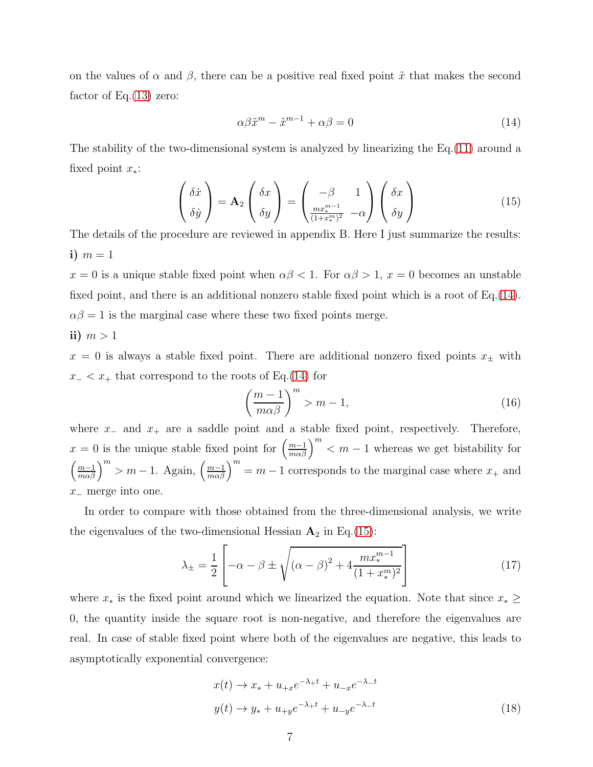on the values of $\alpha$ and $\beta$, there can be a positive real fixed point $\tilde{x}$ that makes the second factor of Eq.(13) zero:

$$\alpha\beta\tilde{x}^m - \tilde{x}^{m-1} + \alpha\beta = 0 \tag{14}$$

The stability of the two-dimensional system is analyzed by linearizing the Eq.(11) around a fixed point $x_*$:

$$\begin{pmatrix} \delta\dot{x} \\ \delta\dot{y} \end{pmatrix} = \mathbf{A}_2 \begin{pmatrix} \delta x \\ \delta y \end{pmatrix} = \begin{pmatrix} -\beta & 1 \\ \frac{m x_*^{m-1}}{(1+x_*^m)^2} & -\alpha \end{pmatrix} \begin{pmatrix} \delta x \\ \delta y \end{pmatrix} \tag{15}$$

The details of the procedure are reviewed in appendix B. Here I just summarize the results:

**i)** $m = 1$

$x = 0$ is a unique stable fixed point when $\alpha\beta < 1$. For $\alpha\beta > 1$, $x = 0$ becomes an unstable fixed point, and there is an additional nonzero stable fixed point which is a root of Eq.(14). $\alpha\beta = 1$ is the marginal case where these two fixed points merge.

**ii)** $m > 1$

$x = 0$ is always a stable fixed point. There are additional nonzero fixed points $x_\pm$ with $x_- < x_+$ that correspond to the roots of Eq.(14) for

$$\left(\frac{m-1}{m\alpha\beta}\right)^m > m - 1, \tag{16}$$

where $x_-$ and $x_+$ are a saddle point and a stable fixed point, respectively. Therefore, $x = 0$ is the unique stable fixed point for $\left(\frac{m-1}{m\alpha\beta}\right)^m < m - 1$ whereas we get bistability for $\left(\frac{m-1}{m\alpha\beta}\right)^m > m - 1$. Again, $\left(\frac{m-1}{m\alpha\beta}\right)^m = m - 1$ corresponds to the marginal case where $x_+$ and $x_-$ merge into one.

In order to compare with those obtained from the three-dimensional analysis, we write the eigenvalues of the two-dimensional Hessian $\mathbf{A}_2$ in Eq.(15):

$$\lambda_\pm = \frac{1}{2}\left[-\alpha - \beta \pm \sqrt{(\alpha - \beta)^2 + 4\frac{m x_*^{m-1}}{(1 + x_*^m)^2}}\right] \tag{17}$$

where $x_*$ is the fixed point around which we linearized the equation. Note that since $x_* \geq 0$, the quantity inside the square root is non-negative, and therefore the eigenvalues are real. In case of stable fixed point where both of the eigenvalues are negative, this leads to asymptotically exponential convergence:

$$\begin{aligned} x(t) &\to x_* + u_{+x}e^{-\lambda_+ t} + u_{-x}e^{-\lambda_- t} \\ y(t) &\to y_* + u_{+y}e^{-\lambda_+ t} + u_{-y}e^{-\lambda_- t} \end{aligned} \tag{18}$$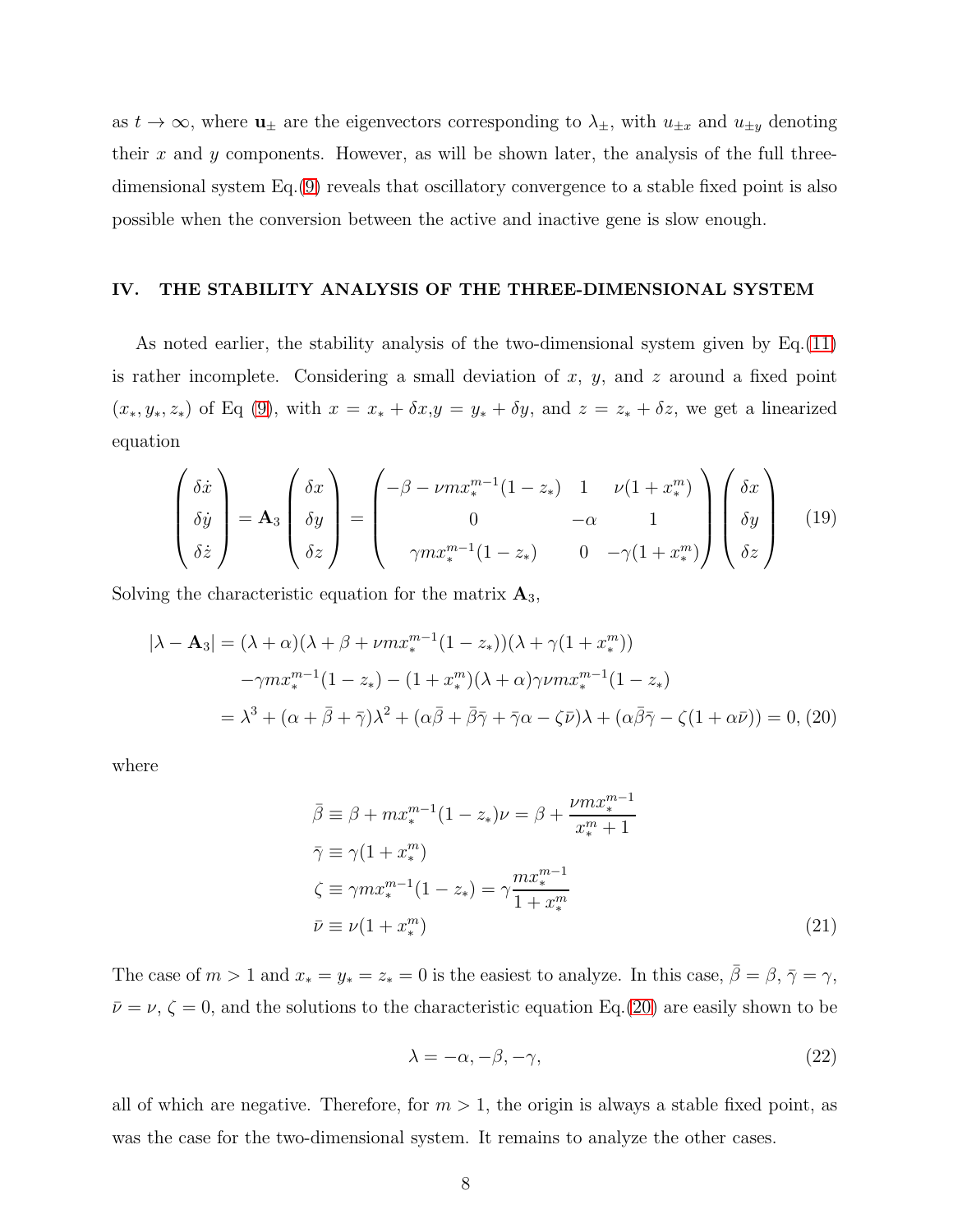as $t \to \infty$, where $\mathbf{u}_\pm$ are the eigenvectors corresponding to $\lambda_\pm$, with $u_{\pm x}$ and $u_{\pm y}$ denoting their $x$ and $y$ components. However, as will be shown later, the analysis of the full three-dimensional system Eq.(9) reveals that oscillatory convergence to a stable fixed point is also possible when the conversion between the active and inactive gene is slow enough.

## IV. THE STABILITY ANALYSIS OF THE THREE-DIMENSIONAL SYSTEM

As noted earlier, the stability analysis of the two-dimensional system given by Eq.(11) is rather incomplete. Considering a small deviation of $x$, $y$, and $z$ around a fixed point $(x_*, y_*, z_*)$ of Eq (9), with $x = x_* + \delta x$, $y = y_* + \delta y$, and $z = z_* + \delta z$, we get a linearized equation

$$
\begin{pmatrix} \delta\dot{x} \\ \delta\dot{y} \\ \delta\dot{z} \end{pmatrix} = \mathbf{A}_3 \begin{pmatrix} \delta x \\ \delta y \\ \delta z \end{pmatrix} = \begin{pmatrix} -\beta - \nu m x_*^{m-1}(1-z_*) & 1 & \nu(1+x_*^m) \\ 0 & -\alpha & 1 \\ \gamma m x_*^{m-1}(1-z_*) & 0 & -\gamma(1+x_*^m) \end{pmatrix} \begin{pmatrix} \delta x \\ \delta y \\ \delta z \end{pmatrix} \tag{19}
$$

Solving the characteristic equation for the matrix $\mathbf{A}_3$,

$$
\begin{aligned}
|\lambda - \mathbf{A}_3| &= (\lambda+\alpha)(\lambda+\beta+\nu m x_*^{m-1}(1-z_*))(\lambda+\gamma(1+x_*^m)) \\
&\quad -\gamma m x_*^{m-1}(1-z_*) - (1+x_*^m)(\lambda+\alpha)\gamma\nu m x_*^{m-1}(1-z_*) \\
&= \lambda^3 + (\alpha+\bar{\beta}+\bar{\gamma})\lambda^2 + (\alpha\bar{\beta}+\bar{\beta}\bar{\gamma}+\bar{\gamma}\alpha-\zeta\bar{\nu})\lambda + (\alpha\bar{\beta}\bar{\gamma}-\zeta(1+\alpha\bar{\nu})) = 0, \quad (20)
\end{aligned}
$$

where

$$
\begin{aligned}
\bar{\beta} &\equiv \beta + m x_*^{m-1}(1-z_*)\nu = \beta + \frac{\nu m x_*^{m-1}}{x_*^m+1} \\
\bar{\gamma} &\equiv \gamma(1+x_*^m) \\
\zeta &\equiv \gamma m x_*^{m-1}(1-z_*) = \gamma\frac{m x_*^{m-1}}{1+x_*^m} \\
\bar{\nu} &\equiv \nu(1+x_*^m)
\end{aligned} \tag{21}
$$

The case of $m > 1$ and $x_* = y_* = z_* = 0$ is the easiest to analyze. In this case, $\bar{\beta} = \beta$, $\bar{\gamma} = \gamma$, $\bar{\nu} = \nu$, $\zeta = 0$, and the solutions to the characteristic equation Eq.(20) are easily shown to be

$$
\lambda = -\alpha, -\beta, -\gamma, \tag{22}
$$

all of which are negative. Therefore, for $m > 1$, the origin is always a stable fixed point, as was the case for the two-dimensional system. It remains to analyze the other cases.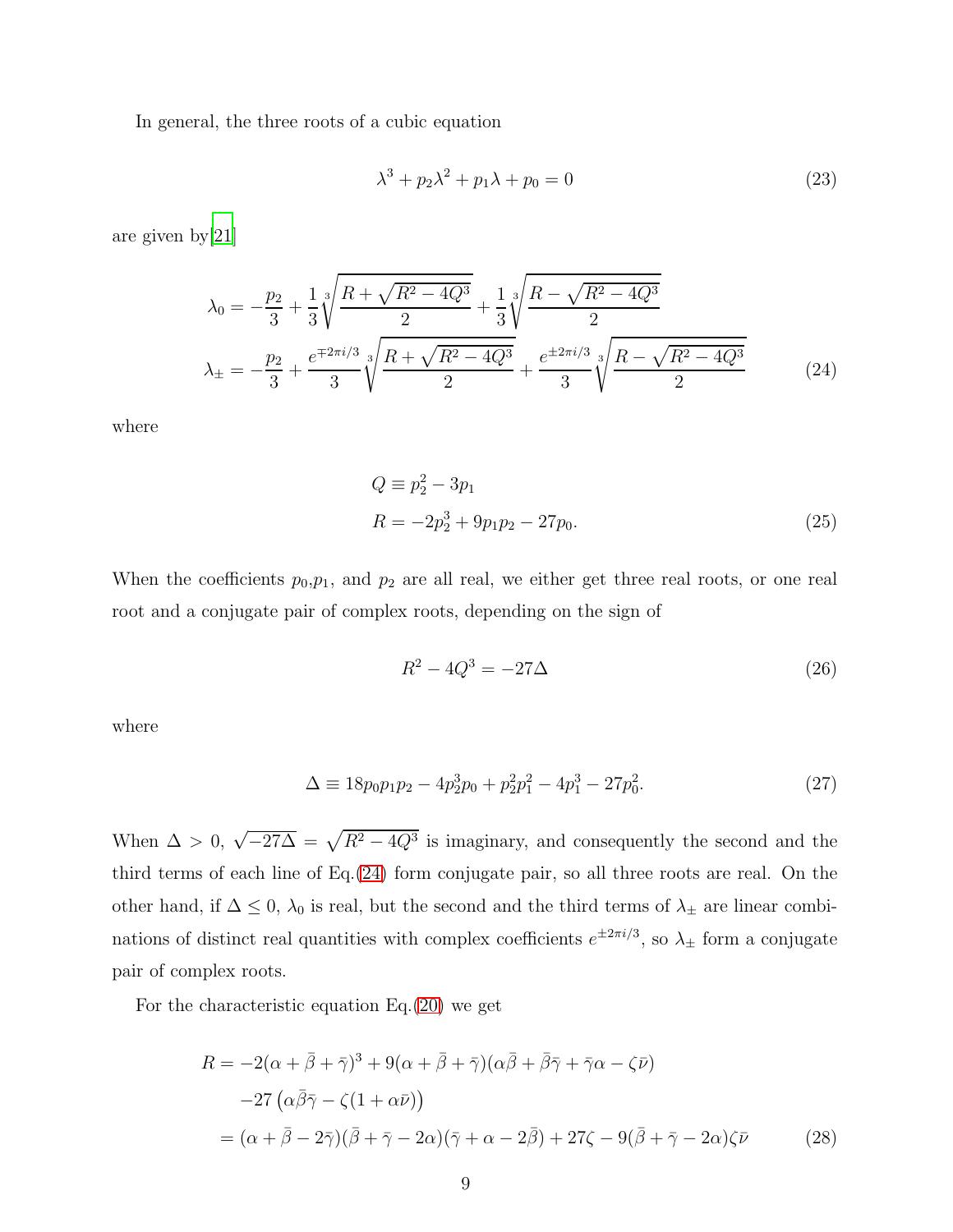In general, the three roots of a cubic equation

$$\lambda^3 + p_2\lambda^2 + p_1\lambda + p_0 = 0 \tag{23}$$

are given by[21]

$$\begin{aligned}
\lambda_0 &= -\frac{p_2}{3} + \frac{1}{3}\sqrt[3]{\frac{R+\sqrt{R^2-4Q^3}}{2}} + \frac{1}{3}\sqrt[3]{\frac{R-\sqrt{R^2-4Q^3}}{2}} \\
\lambda_\pm &= -\frac{p_2}{3} + \frac{e^{\mp 2\pi i/3}}{3}\sqrt[3]{\frac{R+\sqrt{R^2-4Q^3}}{2}} + \frac{e^{\pm 2\pi i/3}}{3}\sqrt[3]{\frac{R-\sqrt{R^2-4Q^3}}{2}}
\end{aligned} \tag{24}$$

where

$$\begin{aligned}
Q &\equiv p_2^2 - 3p_1 \\
R &= -2p_2^3 + 9p_1p_2 - 27p_0.
\end{aligned} \tag{25}$$

When the coefficients $p_0$,$p_1$, and $p_2$ are all real, we either get three real roots, or one real root and a conjugate pair of complex roots, depending on the sign of

$$R^2 - 4Q^3 = -27\Delta \tag{26}$$

where

$$\Delta \equiv 18p_0p_1p_2 - 4p_2^3p_0 + p_2^2p_1^2 - 4p_1^3 - 27p_0^2. \tag{27}$$

When $\Delta > 0$, $\sqrt{-27\Delta} = \sqrt{R^2 - 4Q^3}$ is imaginary, and consequently the second and the third terms of each line of Eq.(24) form conjugate pair, so all three roots are real. On the other hand, if $\Delta \leq 0$, $\lambda_0$ is real, but the second and the third terms of $\lambda_\pm$ are linear combinations of distinct real quantities with complex coefficients $e^{\pm 2\pi i/3}$, so $\lambda_\pm$ form a conjugate pair of complex roots.

For the characteristic equation Eq.(20) we get

$$\begin{aligned}
R &= -2(\alpha + \bar{\beta} + \bar{\gamma})^3 + 9(\alpha + \bar{\beta} + \bar{\gamma})(\alpha\bar{\beta} + \bar{\beta}\bar{\gamma} + \bar{\gamma}\alpha - \zeta\bar{\nu}) \\
&\quad -27\left(\alpha\bar{\beta}\bar{\gamma} - \zeta(1 + \alpha\bar{\nu})\right) \\
&= (\alpha + \bar{\beta} - 2\bar{\gamma})(\bar{\beta} + \bar{\gamma} - 2\alpha)(\bar{\gamma} + \alpha - 2\bar{\beta}) + 27\zeta - 9(\bar{\beta} + \bar{\gamma} - 2\alpha)\zeta\bar{\nu}
\end{aligned} \tag{28}$$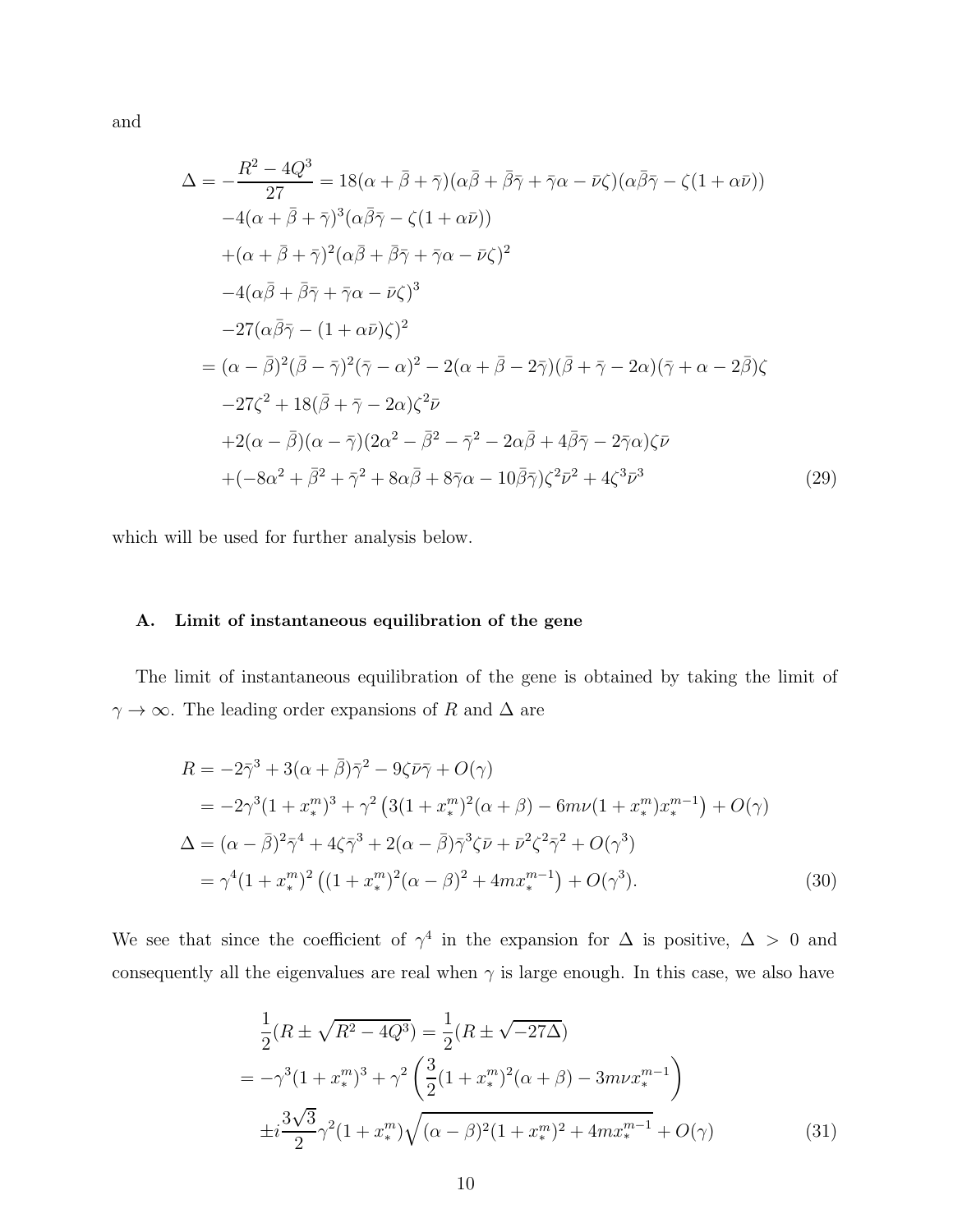and

$$
\begin{aligned}
\Delta = -\frac{R^2 - 4Q^3}{27} &= 18(\alpha+\bar{\beta}+\bar{\gamma})(\alpha\bar{\beta}+\bar{\beta}\bar{\gamma}+\bar{\gamma}\alpha-\bar{\nu}\zeta)(\alpha\bar{\beta}\bar{\gamma}-\zeta(1+\alpha\bar{\nu})) \\
&\quad -4(\alpha+\bar{\beta}+\bar{\gamma})^3(\alpha\bar{\beta}\bar{\gamma}-\zeta(1+\alpha\bar{\nu})) \\
&\quad +(\alpha+\bar{\beta}+\bar{\gamma})^2(\alpha\bar{\beta}+\bar{\beta}\bar{\gamma}+\bar{\gamma}\alpha-\bar{\nu}\zeta)^2 \\
&\quad -4(\alpha\bar{\beta}+\bar{\beta}\bar{\gamma}+\bar{\gamma}\alpha-\bar{\nu}\zeta)^3 \\
&\quad -27(\alpha\bar{\beta}\bar{\gamma}-(1+\alpha\bar{\nu})\zeta)^2 \\
&= (\alpha-\bar{\beta})^2(\bar{\beta}-\bar{\gamma})^2(\bar{\gamma}-\alpha)^2 - 2(\alpha+\bar{\beta}-2\bar{\gamma})(\bar{\beta}+\bar{\gamma}-2\alpha)(\bar{\gamma}+\alpha-2\bar{\beta})\zeta \\
&\quad -27\zeta^2 + 18(\bar{\beta}+\bar{\gamma}-2\alpha)\zeta^2\bar{\nu} \\
&\quad +2(\alpha-\bar{\beta})(\alpha-\bar{\gamma})(2\alpha^2-\bar{\beta}^2-\bar{\gamma}^2-2\alpha\bar{\beta}+4\bar{\beta}\bar{\gamma}-2\bar{\gamma}\alpha)\zeta\bar{\nu} \\
&\quad +(-8\alpha^2+\bar{\beta}^2+\bar{\gamma}^2+8\alpha\bar{\beta}+8\bar{\gamma}\alpha-10\bar{\beta}\bar{\gamma})\zeta^2\bar{\nu}^2 + 4\zeta^3\bar{\nu}^3 \qquad (29)
\end{aligned}
$$

which will be used for further analysis below.

### A. Limit of instantaneous equilibration of the gene

The limit of instantaneous equilibration of the gene is obtained by taking the limit of $\gamma \to \infty$. The leading order expansions of $R$ and $\Delta$ are

$$
\begin{aligned}
R &= -2\bar{\gamma}^3 + 3(\alpha+\bar{\beta})\bar{\gamma}^2 - 9\zeta\bar{\nu}\bar{\gamma} + O(\gamma) \\
&= -2\gamma^3(1+x_*^m)^3 + \gamma^2\left(3(1+x_*^m)^2(\alpha+\beta) - 6m\nu(1+x_*^m)x_*^{m-1}\right) + O(\gamma) \\
\Delta &= (\alpha-\bar{\beta})^2\bar{\gamma}^4 + 4\zeta\bar{\gamma}^3 + 2(\alpha-\bar{\beta})\bar{\gamma}^3\zeta\bar{\nu} + \bar{\nu}^2\zeta^2\bar{\gamma}^2 + O(\gamma^3) \\
&= \gamma^4(1+x_*^m)^2\left((1+x_*^m)^2(\alpha-\beta)^2 + 4mx_*^{m-1}\right) + O(\gamma^3). \qquad (30)
\end{aligned}
$$

We see that since the coefficient of $\gamma^4$ in the expansion for $\Delta$ is positive, $\Delta > 0$ and consequently all the eigenvalues are real when $\gamma$ is large enough. In this case, we also have

$$
\begin{aligned}
&\frac{1}{2}(R \pm \sqrt{R^2-4Q^3}) = \frac{1}{2}(R \pm \sqrt{-27\Delta}) \\
&= -\gamma^3(1+x_*^m)^3 + \gamma^2\left(\frac{3}{2}(1+x_*^m)^2(\alpha+\beta) - 3m\nu x_*^{m-1}\right) \\
&\quad \pm i\frac{3\sqrt{3}}{2}\gamma^2(1+x_*^m)\sqrt{(\alpha-\beta)^2(1+x_*^m)^2 + 4mx_*^{m-1}} + O(\gamma) \qquad (31)
\end{aligned}
$$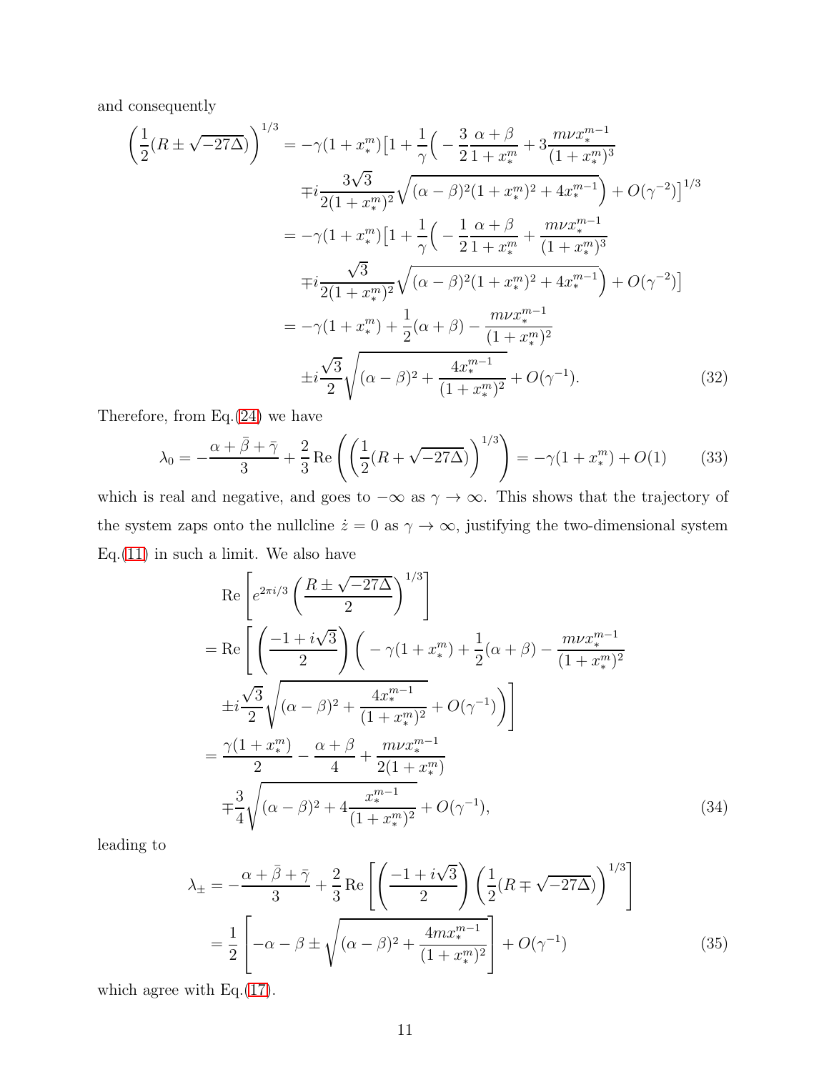and consequently

$$
\begin{aligned}
\left(\frac{1}{2}(R \pm \sqrt{-27\Delta})\right)^{1/3} &= -\gamma(1+x_*^m)\big[1+\frac{1}{\gamma}\Big(-\frac{3}{2}\frac{\alpha+\beta}{1+x_*^m}+3\frac{m\nu x_*^{m-1}}{(1+x_*^m)^3} \\
&\quad \mp i\frac{3\sqrt{3}}{2(1+x_*^m)^2}\sqrt{(\alpha-\beta)^2(1+x_*^m)^2+4x_*^{m-1}}\Big)+O(\gamma^{-2})\big]^{1/3} \\
&= -\gamma(1+x_*^m)\big[1+\frac{1}{\gamma}\Big(-\frac{1}{2}\frac{\alpha+\beta}{1+x_*^m}+\frac{m\nu x_*^{m-1}}{(1+x_*^m)^3} \\
&\quad \mp i\frac{\sqrt{3}}{2(1+x_*^m)^2}\sqrt{(\alpha-\beta)^2(1+x_*^m)^2+4x_*^{m-1}}\Big)+O(\gamma^{-2})\big] \\
&= -\gamma(1+x_*^m)+\frac{1}{2}(\alpha+\beta)-\frac{m\nu x_*^{m-1}}{(1+x_*^m)^2} \\
&\quad \pm i\frac{\sqrt{3}}{2}\sqrt{(\alpha-\beta)^2+\frac{4x_*^{m-1}}{(1+x_*^m)^2}}+O(\gamma^{-1}).
\end{aligned} \tag{32}
$$

Therefore, from Eq.(24) we have

$$
\lambda_0 = -\frac{\alpha+\bar{\beta}+\bar{\gamma}}{3}+\frac{2}{3}\,\mathrm{Re}\left(\left(\frac{1}{2}(R+\sqrt{-27\Delta})\right)^{1/3}\right) = -\gamma(1+x_*^m)+O(1) \tag{33}
$$

which is real and negative, and goes to $-\infty$ as $\gamma \to \infty$. This shows that the trajectory of the system zaps onto the nullcline $\dot{z}=0$ as $\gamma \to \infty$, justifying the two-dimensional system Eq.(11) in such a limit. We also have

$$
\begin{aligned}
&\mathrm{Re}\left[e^{2\pi i/3}\left(\frac{R\pm\sqrt{-27\Delta}}{2}\right)^{1/3}\right] \\
&= \mathrm{Re}\left[\left(\frac{-1+i\sqrt{3}}{2}\right)\Big(-\gamma(1+x_*^m)+\frac{1}{2}(\alpha+\beta)-\frac{m\nu x_*^{m-1}}{(1+x_*^m)^2}\right. \\
&\quad \left.\pm i\frac{\sqrt{3}}{2}\sqrt{(\alpha-\beta)^2+\frac{4x_*^{m-1}}{(1+x_*^m)^2}}+O(\gamma^{-1})\Big)\right] \\
&= \frac{\gamma(1+x_*^m)}{2}-\frac{\alpha+\beta}{4}+\frac{m\nu x_*^{m-1}}{2(1+x_*^m)} \\
&\quad \mp\frac{3}{4}\sqrt{(\alpha-\beta)^2+4\frac{x_*^{m-1}}{(1+x_*^m)^2}}+O(\gamma^{-1}),
\end{aligned} \tag{34}
$$

leading to

$$
\begin{aligned}
\lambda_\pm &= -\frac{\alpha+\bar{\beta}+\bar{\gamma}}{3}+\frac{2}{3}\,\mathrm{Re}\left[\left(\frac{-1+i\sqrt{3}}{2}\right)\left(\frac{1}{2}(R\mp\sqrt{-27\Delta})\right)^{1/3}\right] \\
&= \frac{1}{2}\left[-\alpha-\beta\pm\sqrt{(\alpha-\beta)^2+\frac{4mx_*^{m-1}}{(1+x_*^m)^2}}\right]+O(\gamma^{-1})
\end{aligned} \tag{35}
$$

which agree with Eq.(17).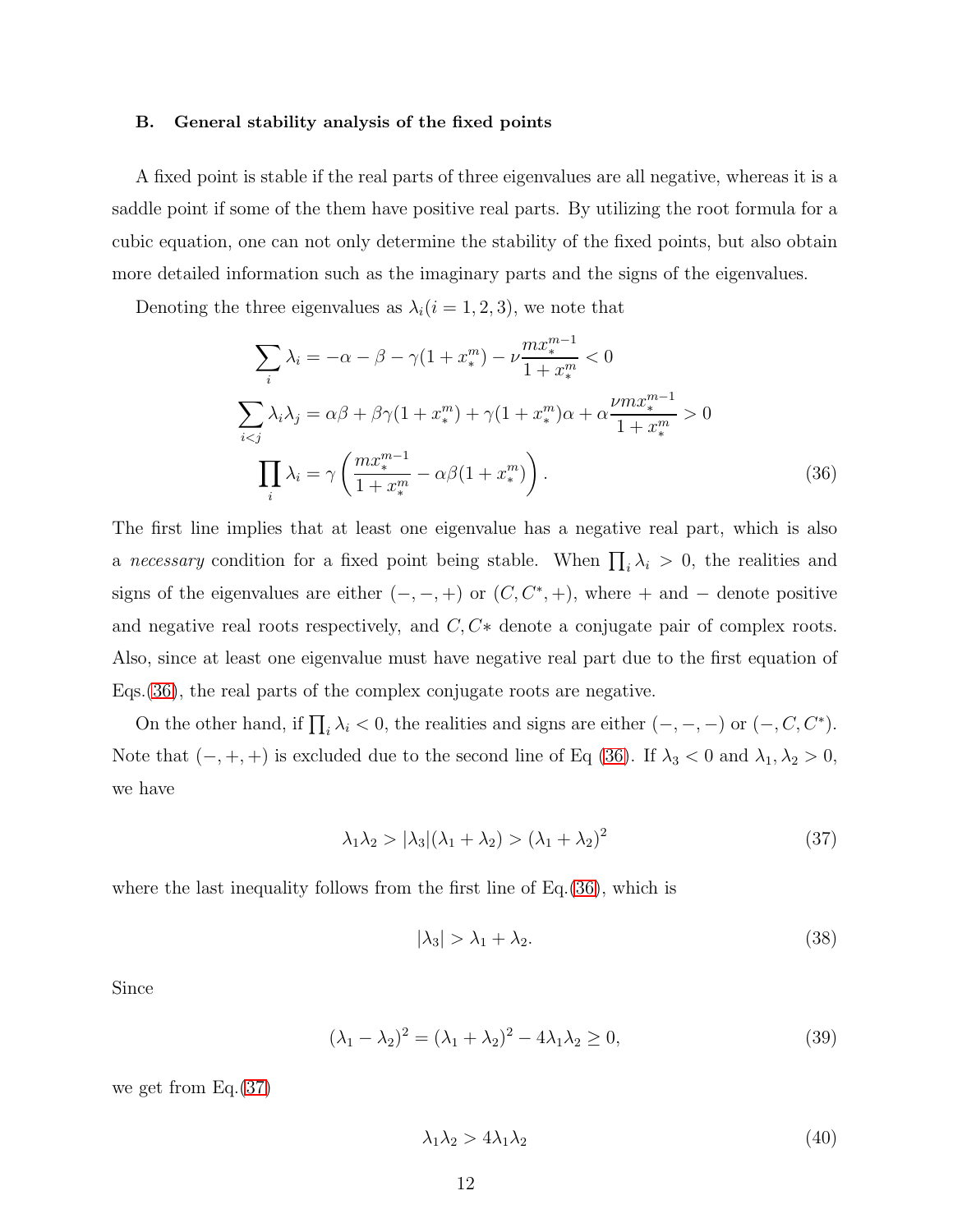### B. General stability analysis of the fixed points

A fixed point is stable if the real parts of three eigenvalues are all negative, whereas it is a saddle point if some of the them have positive real parts. By utilizing the root formula for a cubic equation, one can not only determine the stability of the fixed points, but also obtain more detailed information such as the imaginary parts and the signs of the eigenvalues.

Denoting the three eigenvalues as $\lambda_i (i = 1, 2, 3)$, we note that

$$
\begin{aligned}
\sum_i \lambda_i &= -\alpha - \beta - \gamma(1 + x_*^m) - \nu \frac{m x_*^{m-1}}{1 + x_*^m} < 0 \\
\sum_{i<j} \lambda_i \lambda_j &= \alpha\beta + \beta\gamma(1 + x_*^m) + \gamma(1 + x_*^m)\alpha + \alpha \frac{\nu m x_*^{m-1}}{1 + x_*^m} > 0 \\
\prod_i \lambda_i &= \gamma \left( \frac{m x_*^{m-1}}{1 + x_*^m} - \alpha\beta(1 + x_*^m) \right).
\end{aligned}
\tag{36}
$$

The first line implies that at least one eigenvalue has a negative real part, which is also a *necessary* condition for a fixed point being stable. When $\prod_i \lambda_i > 0$, the realities and signs of the eigenvalues are either $(-, -, +)$ or $(C, C^*, +)$, where $+$ and $-$ denote positive and negative real roots respectively, and $C, C*$ denote a conjugate pair of complex roots. Also, since at least one eigenvalue must have negative real part due to the first equation of Eqs.(36), the real parts of the complex conjugate roots are negative.

On the other hand, if $\prod_i \lambda_i < 0$, the realities and signs are either $(-, -, -)$ or $(-, C, C^*)$. Note that $(-, +, +)$ is excluded due to the second line of Eq (36). If $\lambda_3 < 0$ and $\lambda_1, \lambda_2 > 0$, we have

$$
\lambda_1 \lambda_2 > |\lambda_3|(\lambda_1 + \lambda_2) > (\lambda_1 + \lambda_2)^2 \tag{37}
$$

where the last inequality follows from the first line of Eq.(36), which is

$$
|\lambda_3| > \lambda_1 + \lambda_2. \tag{38}
$$

Since

$$
(\lambda_1 - \lambda_2)^2 = (\lambda_1 + \lambda_2)^2 - 4\lambda_1 \lambda_2 \geq 0, \tag{39}
$$

we get from Eq.(37)

$$
\lambda_1 \lambda_2 > 4\lambda_1 \lambda_2 \tag{40}
$$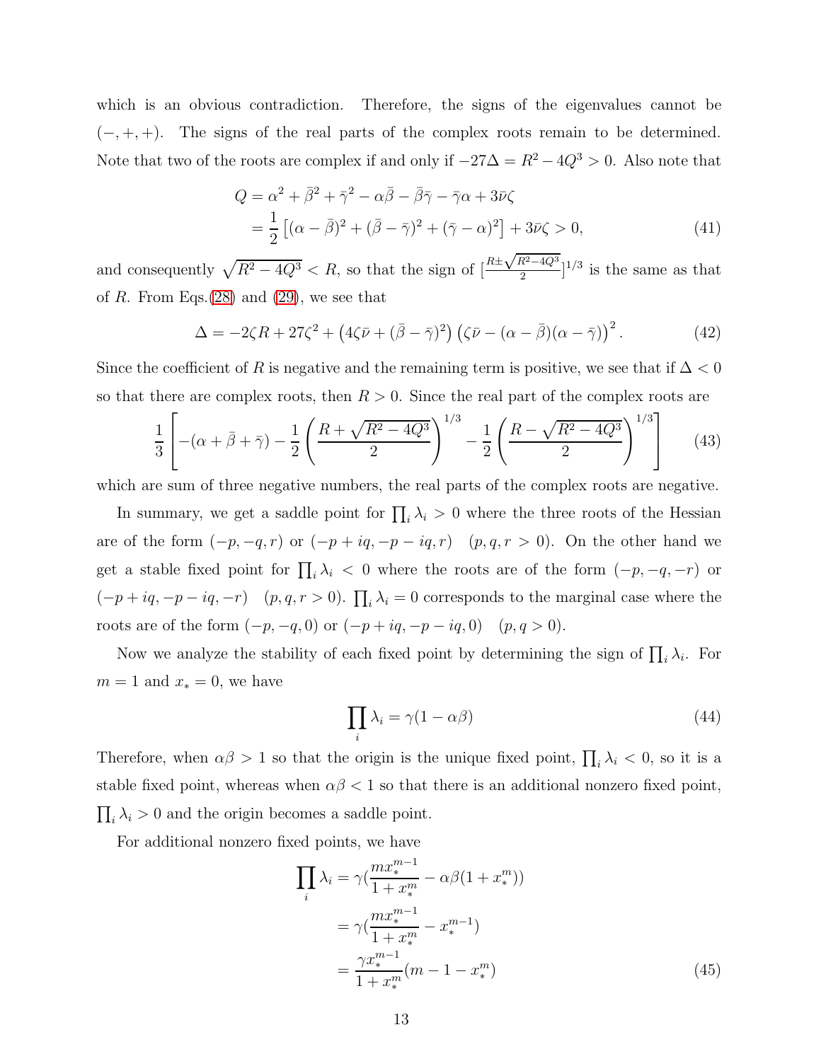which is an obvious contradiction. Therefore, the signs of the eigenvalues cannot be $(-,+,+)$. The signs of the real parts of the complex roots remain to be determined. Note that two of the roots are complex if and only if $-27\Delta = R^2 - 4Q^3 > 0$. Also note that

$$
\begin{aligned}
Q &= \alpha^2 + \bar{\beta}^2 + \bar{\gamma}^2 - \alpha\bar{\beta} - \bar{\beta}\bar{\gamma} - \bar{\gamma}\alpha + 3\bar{\nu}\zeta \\
&= \frac{1}{2}\left[(\alpha - \bar{\beta})^2 + (\bar{\beta} - \bar{\gamma})^2 + (\bar{\gamma} - \alpha)^2\right] + 3\bar{\nu}\zeta > 0,
\end{aligned} \tag{41}
$$

and consequently $\sqrt{R^2 - 4Q^3} < R$, so that the sign of $[\frac{R \pm \sqrt{R^2-4Q^3}}{2}]^{1/3}$ is the same as that of $R$. From Eqs.(28) and (29), we see that

$$
\Delta = -2\zeta R + 27\zeta^2 + \left(4\zeta\bar{\nu} + (\bar{\beta} - \bar{\gamma})^2\right)\left(\zeta\bar{\nu} - (\alpha - \bar{\beta})(\alpha - \bar{\gamma})\right)^2. \tag{42}
$$

Since the coefficient of $R$ is negative and the remaining term is positive, we see that if $\Delta < 0$ so that there are complex roots, then $R > 0$. Since the real part of the complex roots are

$$
\frac{1}{3}\left[-(\alpha + \bar{\beta} + \bar{\gamma}) - \frac{1}{2}\left(\frac{R + \sqrt{R^2 - 4Q^3}}{2}\right)^{1/3} - \frac{1}{2}\left(\frac{R - \sqrt{R^2 - 4Q^3}}{2}\right)^{1/3}\right] \tag{43}
$$

which are sum of three negative numbers, the real parts of the complex roots are negative.

In summary, we get a saddle point for $\prod_i \lambda_i > 0$ where the three roots of the Hessian are of the form $(-p, -q, r)$ or $(-p + iq, -p - iq, r)$ $\quad (p, q, r > 0)$. On the other hand we get a stable fixed point for $\prod_i \lambda_i < 0$ where the roots are of the form $(-p, -q, -r)$ or $(-p + iq, -p - iq, -r)$ $\quad (p, q, r > 0)$. $\prod_i \lambda_i = 0$ corresponds to the marginal case where the roots are of the form $(-p, -q, 0)$ or $(-p + iq, -p - iq, 0)$ $\quad (p, q > 0)$.

Now we analyze the stability of each fixed point by determining the sign of $\prod_i \lambda_i$. For $m = 1$ and $x_* = 0$, we have

$$
\prod_i \lambda_i = \gamma(1 - \alpha\beta) \tag{44}
$$

Therefore, when $\alpha\beta > 1$ so that the origin is the unique fixed point, $\prod_i \lambda_i < 0$, so it is a stable fixed point, whereas when $\alpha\beta < 1$ so that there is an additional nonzero fixed point, $\prod_i \lambda_i > 0$ and the origin becomes a saddle point.

For additional nonzero fixed points, we have

$$
\begin{aligned}
\prod_i \lambda_i &= \gamma\left(\frac{m x_*^{m-1}}{1 + x_*^m} - \alpha\beta(1 + x_*^m)\right) \\
&= \gamma\left(\frac{m x_*^{m-1}}{1 + x_*^m} - x_*^{m-1}\right) \\
&= \frac{\gamma x_*^{m-1}}{1 + x_*^m}(m - 1 - x_*^m)
\end{aligned} \tag{45}
$$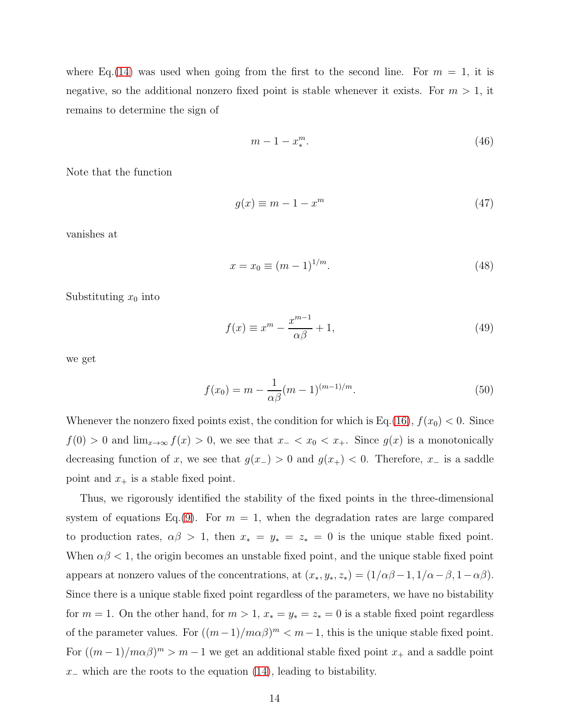where Eq.(14) was used when going from the first to the second line. For $m = 1$, it is negative, so the additional nonzero fixed point is stable whenever it exists. For $m > 1$, it remains to determine the sign of

$$m - 1 - x_*^m. \tag{46}$$

Note that the function

$$g(x) \equiv m - 1 - x^m \tag{47}$$

vanishes at

$$x = x_0 \equiv (m-1)^{1/m}. \tag{48}$$

Substituting $x_0$ into

$$f(x) \equiv x^m - \frac{x^{m-1}}{\alpha\beta} + 1, \tag{49}$$

we get

$$f(x_0) = m - \frac{1}{\alpha\beta}(m-1)^{(m-1)/m}. \tag{50}$$

Whenever the nonzero fixed points exist, the condition for which is Eq.(16), $f(x_0) < 0$. Since $f(0) > 0$ and $\lim_{x\to\infty} f(x) > 0$, we see that $x_- < x_0 < x_+$. Since $g(x)$ is a monotonically decreasing function of $x$, we see that $g(x_-) > 0$ and $g(x_+) < 0$. Therefore, $x_-$ is a saddle point and $x_+$ is a stable fixed point.

Thus, we rigorously identified the stability of the fixed points in the three-dimensional system of equations Eq.(9). For $m = 1$, when the degradation rates are large compared to production rates, $\alpha\beta > 1$, then $x_* = y_* = z_* = 0$ is the unique stable fixed point. When $\alpha\beta < 1$, the origin becomes an unstable fixed point, and the unique stable fixed point appears at nonzero values of the concentrations, at $(x_*, y_*, z_*) = (1/\alpha\beta - 1, 1/\alpha - \beta, 1 - \alpha\beta)$. Since there is a unique stable fixed point regardless of the parameters, we have no bistability for $m = 1$. On the other hand, for $m > 1$, $x_* = y_* = z_* = 0$ is a stable fixed point regardless of the parameter values. For $((m-1)/m\alpha\beta)^m < m - 1$, this is the unique stable fixed point. For $((m-1)/m\alpha\beta)^m > m - 1$ we get an additional stable fixed point $x_+$ and a saddle point $x_-$ which are the roots to the equation (14), leading to bistability.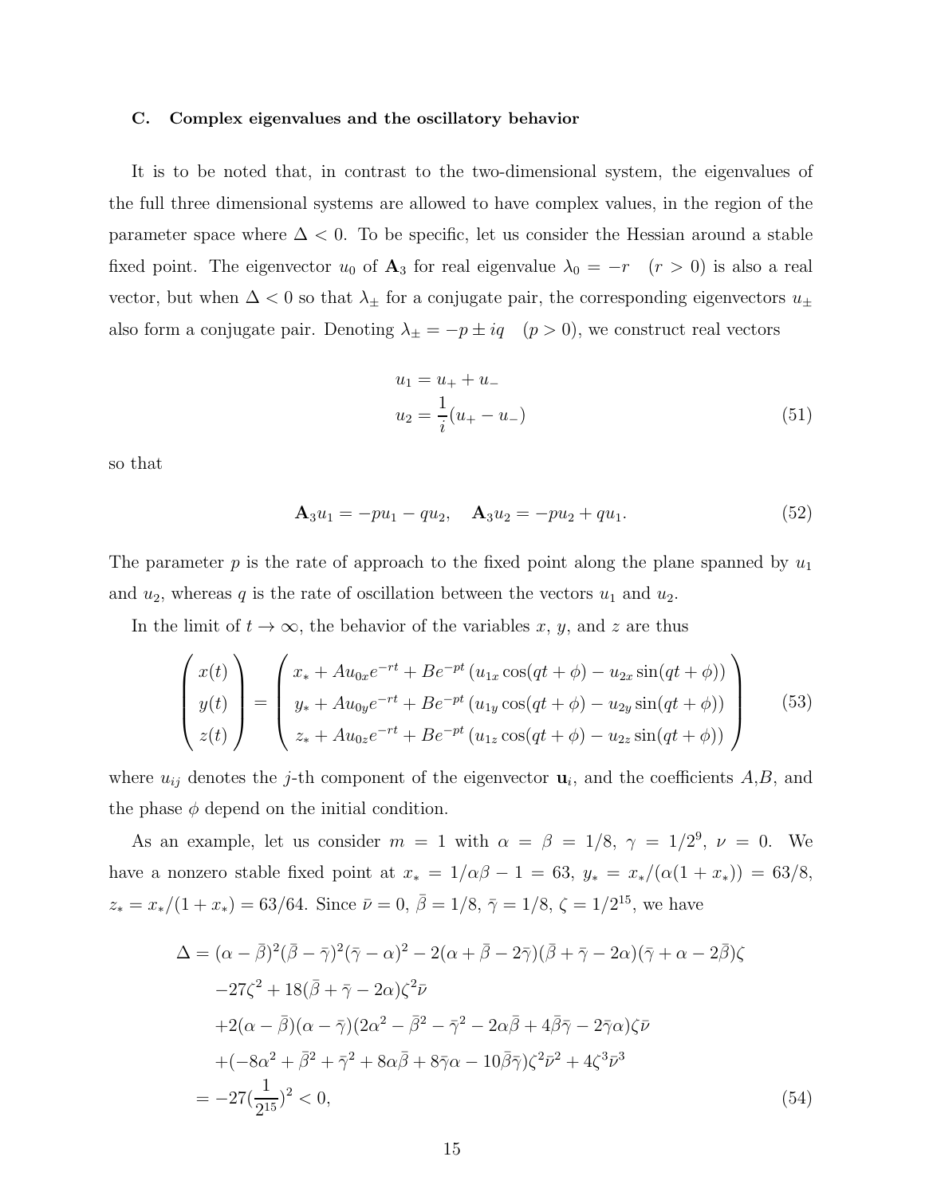### C. Complex eigenvalues and the oscillatory behavior

It is to be noted that, in contrast to the two-dimensional system, the eigenvalues of the full three dimensional systems are allowed to have complex values, in the region of the parameter space where $\Delta < 0$. To be specific, let us consider the Hessian around a stable fixed point. The eigenvector $u_0$ of $\mathbf{A}_3$ for real eigenvalue $\lambda_0 = -r \quad (r > 0)$ is also a real vector, but when $\Delta < 0$ so that $\lambda_\pm$ for a conjugate pair, the corresponding eigenvectors $u_\pm$ also form a conjugate pair. Denoting $\lambda_\pm = -p \pm iq \quad (p > 0)$, we construct real vectors

$$
\begin{aligned}
u_1 &= u_+ + u_- \\
u_2 &= \frac{1}{i}(u_+ - u_-)
\end{aligned}
\tag{51}
$$

so that

$$
\mathbf{A}_3 u_1 = -pu_1 - qu_2, \quad \mathbf{A}_3 u_2 = -pu_2 + qu_1. \tag{52}
$$

The parameter $p$ is the rate of approach to the fixed point along the plane spanned by $u_1$ and $u_2$, whereas $q$ is the rate of oscillation between the vectors $u_1$ and $u_2$.

In the limit of $t \to \infty$, the behavior of the variables $x$, $y$, and $z$ are thus

$$
\begin{pmatrix} x(t) \\ y(t) \\ z(t) \end{pmatrix} = \begin{pmatrix} x_* + Au_{0x}e^{-rt} + Be^{-pt}\left(u_{1x}\cos(qt+\phi) - u_{2x}\sin(qt+\phi)\right) \\ y_* + Au_{0y}e^{-rt} + Be^{-pt}\left(u_{1y}\cos(qt+\phi) - u_{2y}\sin(qt+\phi)\right) \\ z_* + Au_{0z}e^{-rt} + Be^{-pt}\left(u_{1z}\cos(qt+\phi) - u_{2z}\sin(qt+\phi)\right) \end{pmatrix} \tag{53}
$$

where $u_{ij}$ denotes the $j$-th component of the eigenvector $\mathbf{u}_i$, and the coefficients $A$,$B$, and the phase $\phi$ depend on the initial condition.

As an example, let us consider $m = 1$ with $\alpha = \beta = 1/8$, $\gamma = 1/2^9$, $\nu = 0$. We have a nonzero stable fixed point at $x_* = 1/\alpha\beta - 1 = 63$, $y_* = x_*/(\alpha(1+x_*)) = 63/8$, $z_* = x_*/(1+x_*) = 63/64$. Since $\bar{\nu} = 0$, $\bar{\beta} = 1/8$, $\bar{\gamma} = 1/8$, $\zeta = 1/2^{15}$, we have

$$
\begin{aligned}
\Delta &= (\alpha - \bar{\beta})^2(\bar{\beta} - \bar{\gamma})^2(\bar{\gamma} - \alpha)^2 - 2(\alpha + \bar{\beta} - 2\bar{\gamma})(\bar{\beta} + \bar{\gamma} - 2\alpha)(\bar{\gamma} + \alpha - 2\bar{\beta})\zeta \\
&\quad -27\zeta^2 + 18(\bar{\beta} + \bar{\gamma} - 2\alpha)\zeta^2\bar{\nu} \\
&\quad +2(\alpha - \bar{\beta})(\alpha - \bar{\gamma})(2\alpha^2 - \bar{\beta}^2 - \bar{\gamma}^2 - 2\alpha\bar{\beta} + 4\bar{\beta}\bar{\gamma} - 2\bar{\gamma}\alpha)\zeta\bar{\nu} \\
&\quad +(-8\alpha^2 + \bar{\beta}^2 + \bar{\gamma}^2 + 8\alpha\bar{\beta} + 8\bar{\gamma}\alpha - 10\bar{\beta}\bar{\gamma})\zeta^2\bar{\nu}^2 + 4\zeta^3\bar{\nu}^3 \\
&= -27(\frac{1}{2^{15}})^2 < 0,
\end{aligned}
\tag{54}
$$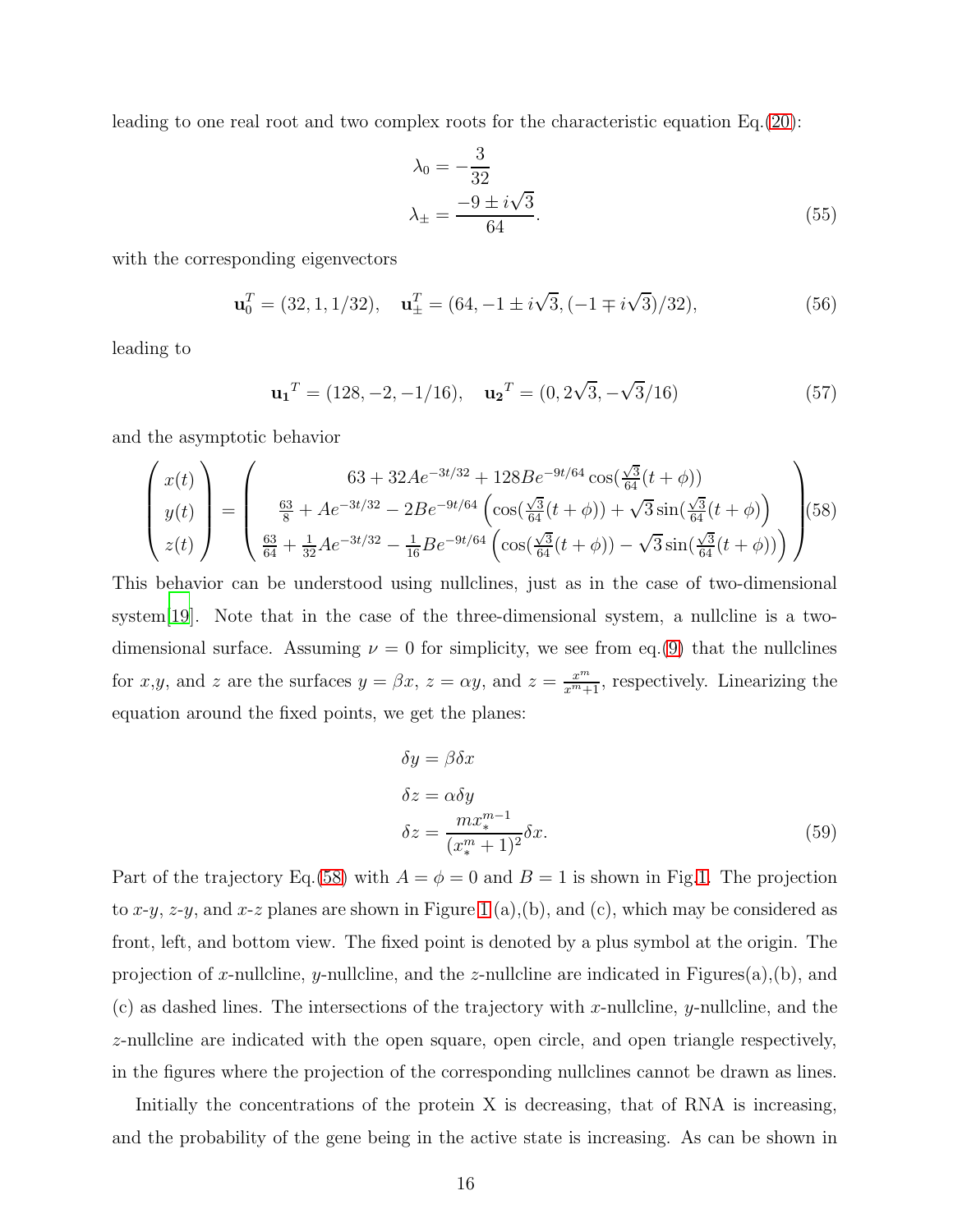leading to one real root and two complex roots for the characteristic equation Eq.(20):

$$
\begin{aligned}
\lambda_0 &= -\frac{3}{32} \\
\lambda_\pm &= \frac{-9 \pm i\sqrt{3}}{64}.
\end{aligned}
\tag{55}
$$

with the corresponding eigenvectors

$$
\mathbf{u_0}^T = (32, 1, 1/32), \quad \mathbf{u}_\pm^T = (64, -1 \pm i\sqrt{3}, (-1 \mp i\sqrt{3})/32), \tag{56}
$$

leading to

$$
\mathbf{u_1}^T = (128, -2, -1/16), \quad \mathbf{u_2}^T = (0, 2\sqrt{3}, -\sqrt{3}/16) \tag{57}
$$

and the asymptotic behavior

$$
\begin{pmatrix} x(t) \\ y(t) \\ z(t) \end{pmatrix} = \begin{pmatrix} 63 + 32Ae^{-3t/32} + 128Be^{-9t/64}\cos(\frac{\sqrt{3}}{64}(t+\phi)) \\ \frac{63}{8} + Ae^{-3t/32} - 2Be^{-9t/64}\left(\cos(\frac{\sqrt{3}}{64}(t+\phi)) + \sqrt{3}\sin(\frac{\sqrt{3}}{64}(t+\phi)\right) \\ \frac{63}{64} + \frac{1}{32}Ae^{-3t/32} - \frac{1}{16}Be^{-9t/64}\left(\cos(\frac{\sqrt{3}}{64}(t+\phi)) - \sqrt{3}\sin(\frac{\sqrt{3}}{64}(t+\phi))\right) \end{pmatrix} \tag{58}
$$

This behavior can be understood using nullclines, just as in the case of two-dimensional system[19]. Note that in the case of the three-dimensional system, a nullcline is a two-dimensional surface. Assuming $\nu = 0$ for simplicity, we see from eq.(9) that the nullclines for $x$,$y$, and $z$ are the surfaces $y = \beta x$, $z = \alpha y$, and $z = \frac{x^m}{x^m+1}$, respectively. Linearizing the equation around the fixed points, we get the planes:

$$
\begin{aligned}
\delta y &= \beta \delta x \\
\delta z &= \alpha \delta y \\
\delta z &= \frac{m x_*^{m-1}}{(x_*^m + 1)^2}\delta x.
\end{aligned}
\tag{59}
$$

Part of the trajectory Eq.(58) with $A = \phi = 0$ and $B = 1$ is shown in Fig.1. The projection to $x$-$y$, $z$-$y$, and $x$-$z$ planes are shown in Figure 1 (a),(b), and (c), which may be considered as front, left, and bottom view. The fixed point is denoted by a plus symbol at the origin. The projection of $x$-nullcline, $y$-nullcline, and the $z$-nullcline are indicated in Figures(a),(b), and (c) as dashed lines. The intersections of the trajectory with $x$-nullcline, $y$-nullcline, and the $z$-nullcline are indicated with the open square, open circle, and open triangle respectively, in the figures where the projection of the corresponding nullclines cannot be drawn as lines.

Initially the concentrations of the protein X is decreasing, that of RNA is increasing, and the probability of the gene being in the active state is increasing. As can be shown in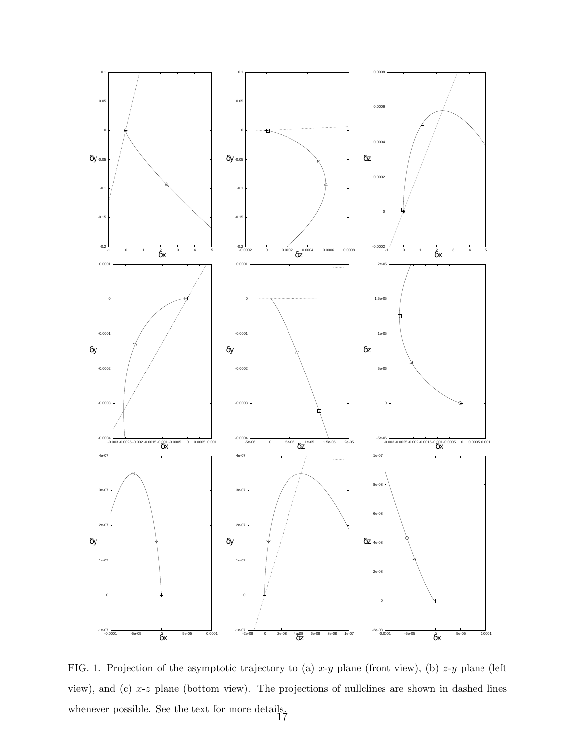FIG. 1. Projection of the asymptotic trajectory to (a) $x$-$y$ plane (front view), (b) $z$-$y$ plane (left view), and (c) $x$-$z$ plane (bottom view). The projections of nullclines are shown in dashed lines whenever possible. See the text for more details.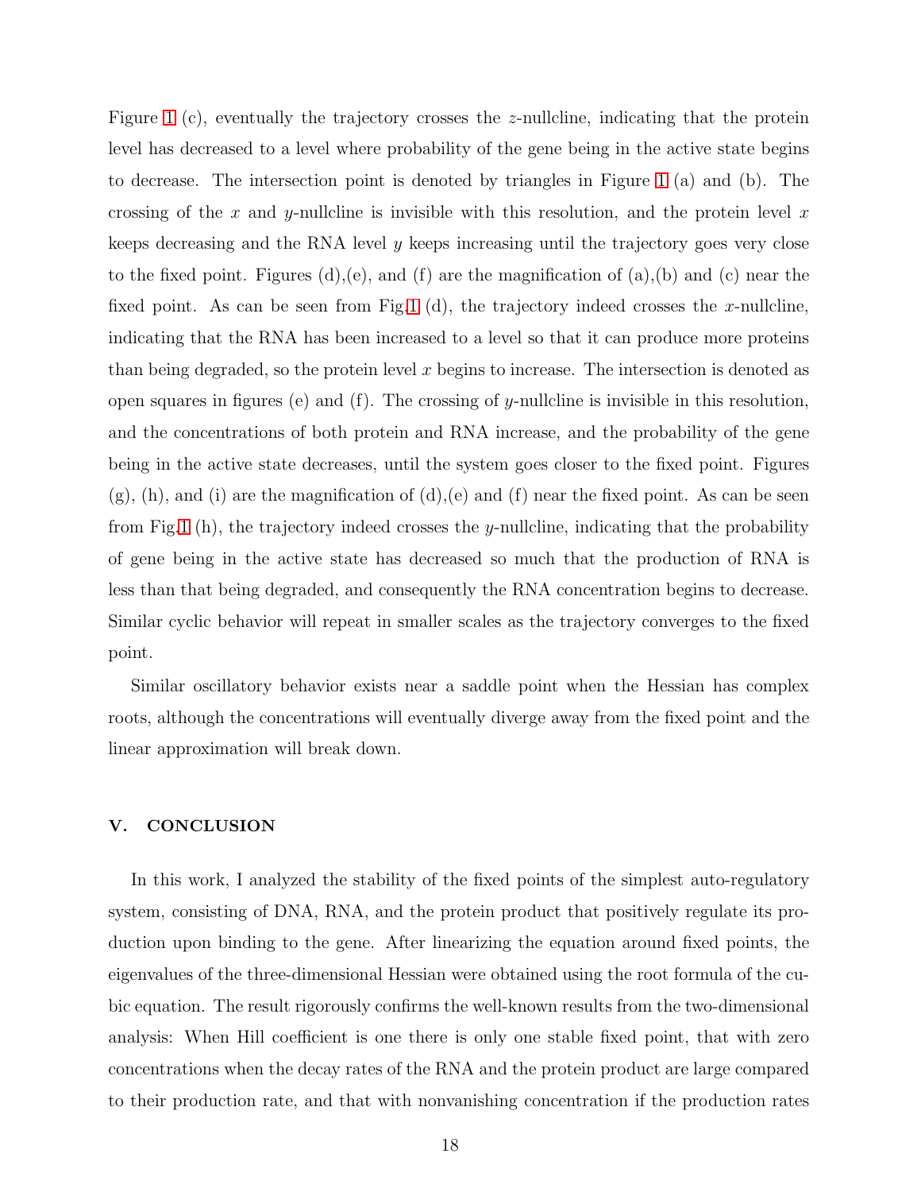Figure 1 (c), eventually the trajectory crosses the $z$-nullcline, indicating that the protein level has decreased to a level where probability of the gene being in the active state begins to decrease. The intersection point is denoted by triangles in Figure 1 (a) and (b). The crossing of the $x$ and $y$-nullcline is invisible with this resolution, and the protein level $x$ keeps decreasing and the RNA level $y$ keeps increasing until the trajectory goes very close to the fixed point. Figures (d),(e), and (f) are the magnification of (a),(b) and (c) near the fixed point. As can be seen from Fig.1 (d), the trajectory indeed crosses the $x$-nullcline, indicating that the RNA has been increased to a level so that it can produce more proteins than being degraded, so the protein level $x$ begins to increase. The intersection is denoted as open squares in figures (e) and (f). The crossing of $y$-nullcline is invisible in this resolution, and the concentrations of both protein and RNA increase, and the probability of the gene being in the active state decreases, until the system goes closer to the fixed point. Figures (g), (h), and (i) are the magnification of (d),(e) and (f) near the fixed point. As can be seen from Fig.1 (h), the trajectory indeed crosses the $y$-nullcline, indicating that the probability of gene being in the active state has decreased so much that the production of RNA is less than that being degraded, and consequently the RNA concentration begins to decrease. Similar cyclic behavior will repeat in smaller scales as the trajectory converges to the fixed point.

Similar oscillatory behavior exists near a saddle point when the Hessian has complex roots, although the concentrations will eventually diverge away from the fixed point and the linear approximation will break down.

## V. CONCLUSION

In this work, I analyzed the stability of the fixed points of the simplest auto-regulatory system, consisting of DNA, RNA, and the protein product that positively regulate its production upon binding to the gene. After linearizing the equation around fixed points, the eigenvalues of the three-dimensional Hessian were obtained using the root formula of the cubic equation. The result rigorously confirms the well-known results from the two-dimensional analysis: When Hill coefficient is one there is only one stable fixed point, that with zero concentrations when the decay rates of the RNA and the protein product are large compared to their production rate, and that with nonvanishing concentration if the production rates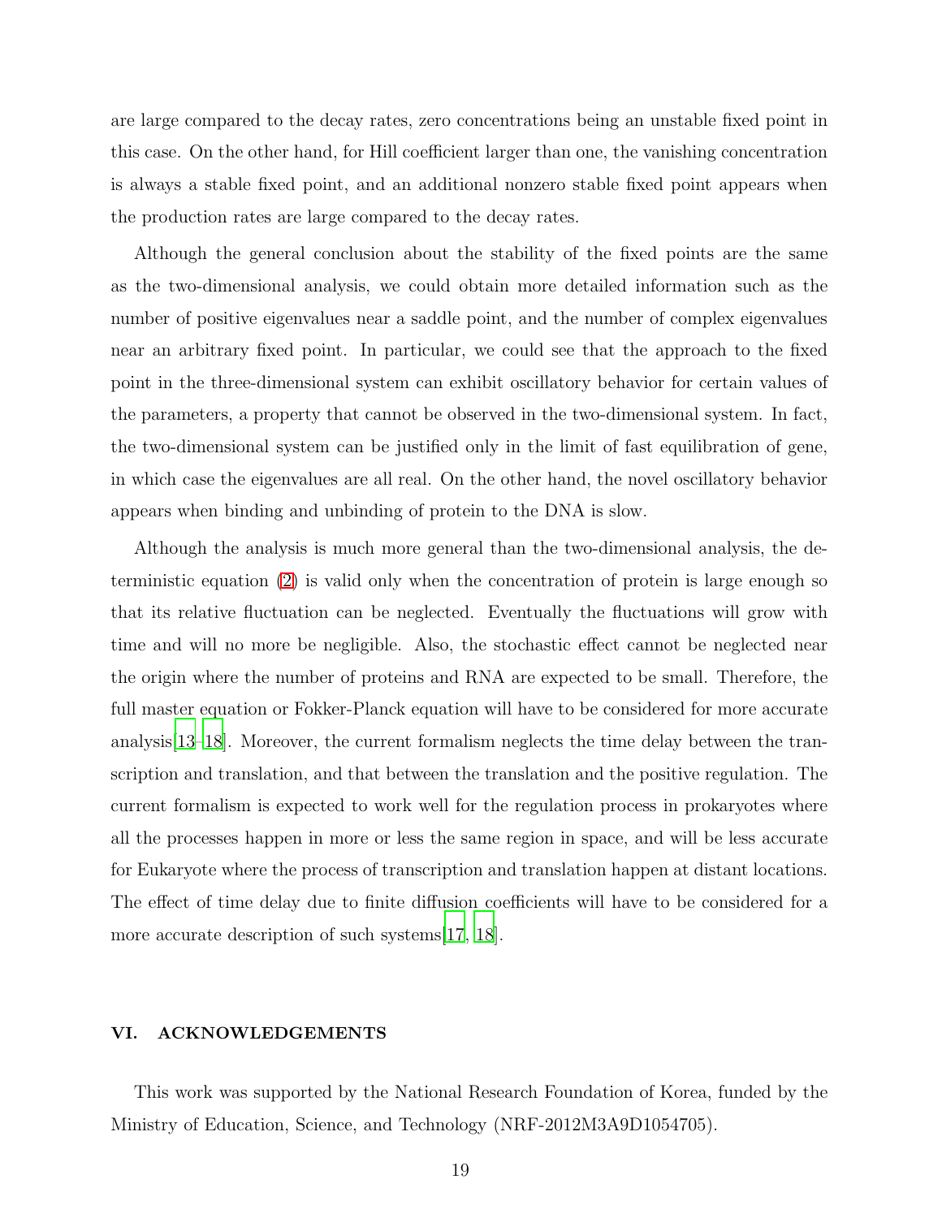are large compared to the decay rates, zero concentrations being an unstable fixed point in this case. On the other hand, for Hill coefficient larger than one, the vanishing concentration is always a stable fixed point, and an additional nonzero stable fixed point appears when the production rates are large compared to the decay rates.

Although the general conclusion about the stability of the fixed points are the same as the two-dimensional analysis, we could obtain more detailed information such as the number of positive eigenvalues near a saddle point, and the number of complex eigenvalues near an arbitrary fixed point. In particular, we could see that the approach to the fixed point in the three-dimensional system can exhibit oscillatory behavior for certain values of the parameters, a property that cannot be observed in the two-dimensional system. In fact, the two-dimensional system can be justified only in the limit of fast equilibration of gene, in which case the eigenvalues are all real. On the other hand, the novel oscillatory behavior appears when binding and unbinding of protein to the DNA is slow.

Although the analysis is much more general than the two-dimensional analysis, the deterministic equation (2) is valid only when the concentration of protein is large enough so that its relative fluctuation can be neglected. Eventually the fluctuations will grow with time and will no more be negligible. Also, the stochastic effect cannot be neglected near the origin where the number of proteins and RNA are expected to be small. Therefore, the full master equation or Fokker-Planck equation will have to be considered for more accurate analysis[13–18]. Moreover, the current formalism neglects the time delay between the transcription and translation, and that between the translation and the positive regulation. The current formalism is expected to work well for the regulation process in prokaryotes where all the processes happen in more or less the same region in space, and will be less accurate for Eukaryote where the process of transcription and translation happen at distant locations. The effect of time delay due to finite diffusion coefficients will have to be considered for a more accurate description of such systems[17, 18].

## VI. ACKNOWLEDGEMENTS

This work was supported by the National Research Foundation of Korea, funded by the Ministry of Education, Science, and Technology (NRF-2012M3A9D1054705).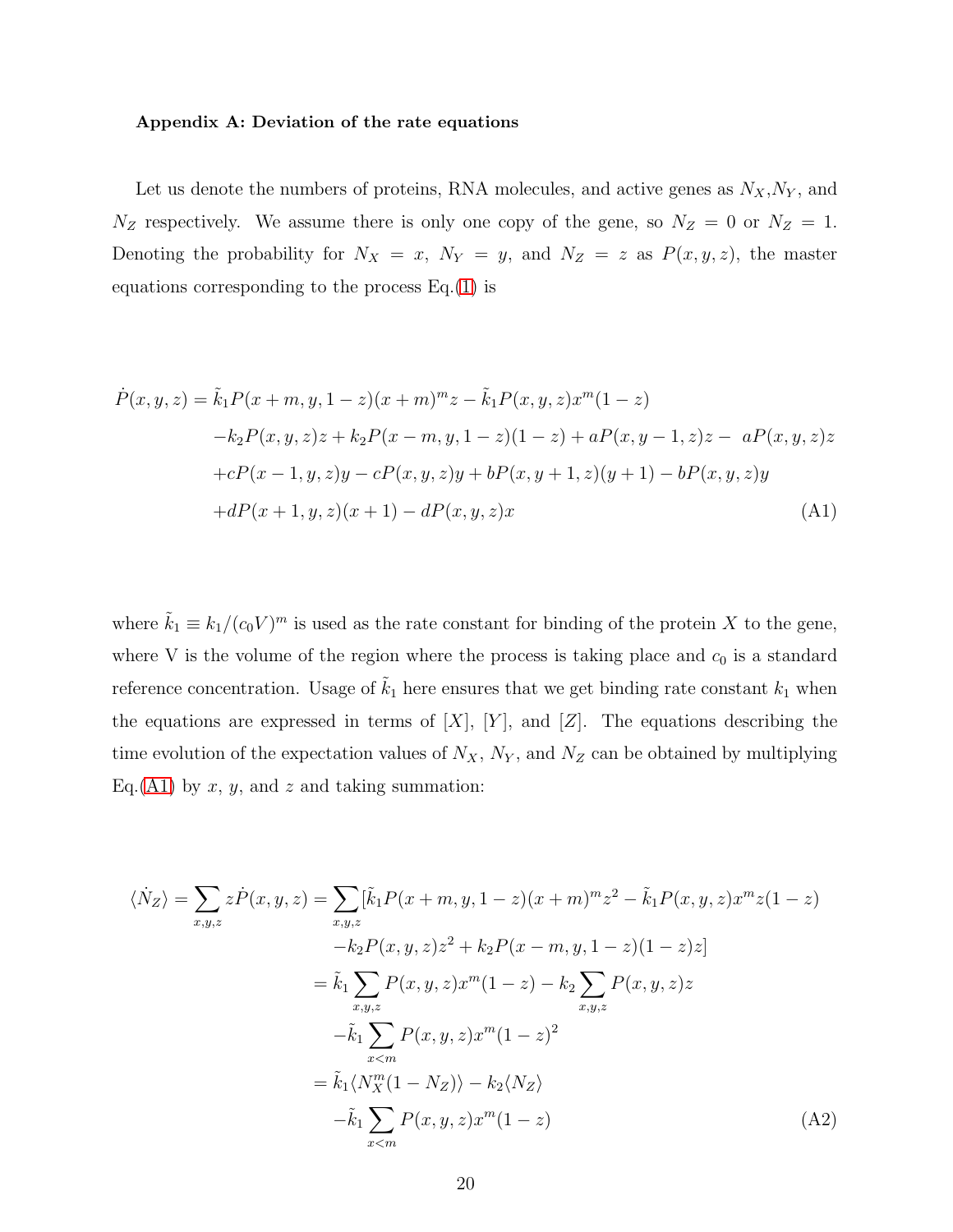### Appendix A: Deviation of the rate equations

Let us denote the numbers of proteins, RNA molecules, and active genes as $N_X$,$N_Y$, and $N_Z$ respectively. We assume there is only one copy of the gene, so $N_Z = 0$ or $N_Z = 1$. Denoting the probability for $N_X = x$, $N_Y = y$, and $N_Z = z$ as $P(x, y, z)$, the master equations corresponding to the process Eq.(1) is

$$
\begin{aligned}
\dot{P}(x, y, z) &= \tilde{k}_1 P(x + m, y, 1 - z)(x + m)^m z - \tilde{k}_1 P(x, y, z)x^m(1 - z) \\
&\quad - k_2 P(x, y, z)z + k_2 P(x - m, y, 1 - z)(1 - z) + aP(x, y - 1, z)z - aP(x, y, z)z \\
&\quad + cP(x - 1, y, z)y - cP(x, y, z)y + bP(x, y + 1, z)(y + 1) - bP(x, y, z)y \\
&\quad + dP(x + 1, y, z)(x + 1) - dP(x, y, z)x
\end{aligned} \tag{A1}
$$

where $\tilde{k}_1 \equiv k_1/(c_0V)^m$ is used as the rate constant for binding of the protein $X$ to the gene, where V is the volume of the region where the process is taking place and $c_0$ is a standard reference concentration. Usage of $\tilde{k}_1$ here ensures that we get binding rate constant $k_1$ when the equations are expressed in terms of $[X]$, $[Y]$, and $[Z]$. The equations describing the time evolution of the expectation values of $N_X$, $N_Y$, and $N_Z$ can be obtained by multiplying Eq.(A1) by $x$, $y$, and $z$ and taking summation:

$$
\begin{aligned}
\langle \dot{N_Z} \rangle = \sum_{x,y,z} z\dot{P}(x, y, z) &= \sum_{x,y,z} [\tilde{k}_1 P(x + m, y, 1 - z)(x + m)^m z^2 - \tilde{k}_1 P(x, y, z)x^m z(1 - z) \\
&\quad - k_2 P(x, y, z)z^2 + k_2 P(x - m, y, 1 - z)(1 - z)z] \\
&= \tilde{k}_1 \sum_{x,y,z} P(x, y, z)x^m(1 - z) - k_2 \sum_{x,y,z} P(x, y, z)z \\
&\quad - \tilde{k}_1 \sum_{x<m} P(x, y, z)x^m(1 - z)^2 \\
&= \tilde{k}_1 \langle N_X^m(1 - N_Z)\rangle - k_2\langle N_Z\rangle \\
&\quad - \tilde{k}_1 \sum_{x<m} P(x, y, z)x^m(1 - z)
\end{aligned} \tag{A2}
$$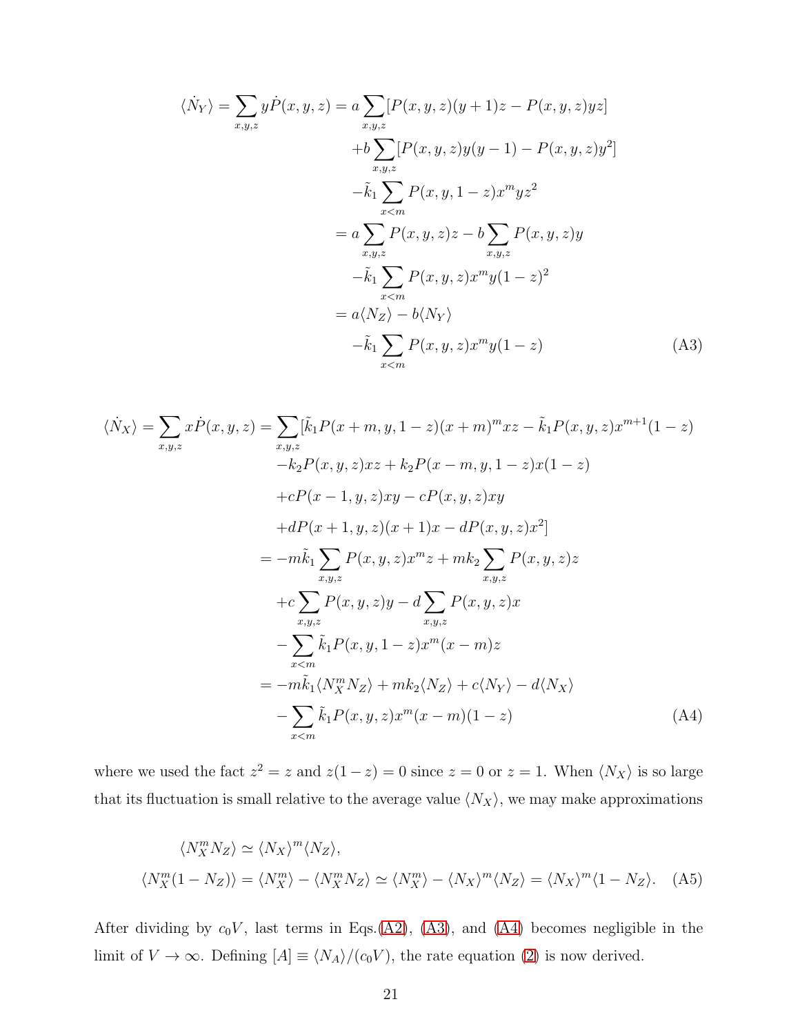$$
\begin{aligned}
\langle \dot{N}_Y \rangle = \sum_{x,y,z} y \dot{P}(x,y,z) &= a \sum_{x,y,z} [P(x,y,z)(y+1)z - P(x,y,z)yz] \\
&\quad + b \sum_{x,y,z} [P(x,y,z)y(y-1) - P(x,y,z)y^2] \\
&\quad - \tilde{k}_1 \sum_{x<m} P(x,y,1-z) x^m y z^2 \\
&= a \sum_{x,y,z} P(x,y,z) z - b \sum_{x,y,z} P(x,y,z) y \\
&\quad - \tilde{k}_1 \sum_{x<m} P(x,y,z) x^m y (1-z)^2 \\
&= a \langle N_Z \rangle - b \langle N_Y \rangle \\
&\quad - \tilde{k}_1 \sum_{x<m} P(x,y,z) x^m y (1-z)
\end{aligned} \tag{A3}
$$

$$
\begin{aligned}
\langle \dot{N}_X \rangle = \sum_{x,y,z} x \dot{P}(x,y,z) &= \sum_{x,y,z} [\tilde{k}_1 P(x+m,y,1-z)(x+m)^m x z - \tilde{k}_1 P(x,y,z) x^{m+1}(1-z) \\
&\quad - k_2 P(x,y,z) x z + k_2 P(x-m,y,1-z) x (1-z) \\
&\quad + c P(x-1,y,z) x y - c P(x,y,z) x y \\
&\quad + d P(x+1,y,z)(x+1) x - d P(x,y,z) x^2] \\
&= -m \tilde{k}_1 \sum_{x,y,z} P(x,y,z) x^m z + m k_2 \sum_{x,y,z} P(x,y,z) z \\
&\quad + c \sum_{x,y,z} P(x,y,z) y - d \sum_{x,y,z} P(x,y,z) x \\
&\quad - \sum_{x<m} \tilde{k}_1 P(x,y,1-z) x^m (x-m) z \\
&= -m \tilde{k}_1 \langle N_X^m N_Z \rangle + m k_2 \langle N_Z \rangle + c \langle N_Y \rangle - d \langle N_X \rangle \\
&\quad - \sum_{x<m} \tilde{k}_1 P(x,y,z) x^m (x-m)(1-z)
\end{aligned} \tag{A4}
$$

where we used the fact $z^2 = z$ and $z(1-z) = 0$ since $z = 0$ or $z = 1$. When $\langle N_X \rangle$ is so large that its fluctuation is small relative to the average value $\langle N_X \rangle$, we may make approximations

$$
\begin{aligned}
\langle N_X^m N_Z \rangle &\simeq \langle N_X \rangle^m \langle N_Z \rangle, \\
\langle N_X^m (1 - N_Z) \rangle = \langle N_X^m \rangle - \langle N_X^m N_Z \rangle &\simeq \langle N_X^m \rangle - \langle N_X \rangle^m \langle N_Z \rangle = \langle N_X \rangle^m \langle 1 - N_Z \rangle.
\end{aligned} \tag{A5}
$$

After dividing by $c_0 V$, last terms in Eqs.(A2), (A3), and (A4) becomes negligible in the limit of $V \to \infty$. Defining $[A] \equiv \langle N_A \rangle / (c_0 V)$, the rate equation (2) is now derived.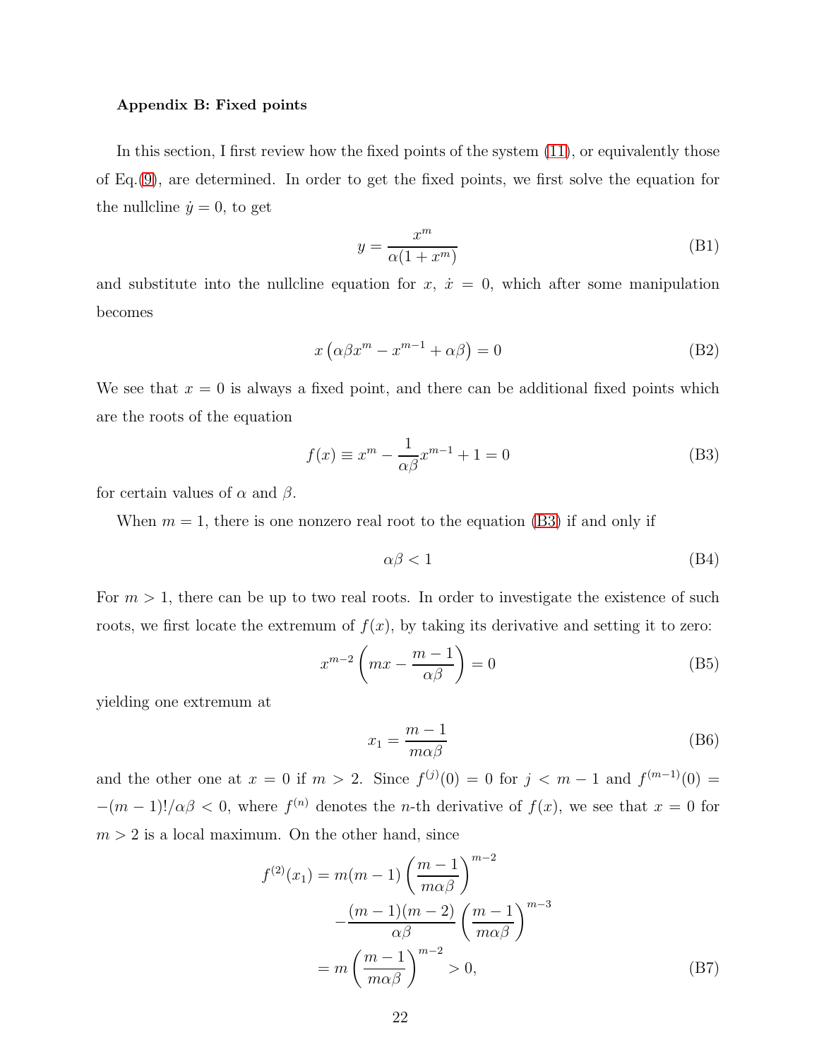#### Appendix B: Fixed points

In this section, I first review how the fixed points of the system (11), or equivalently those of Eq.(9), are determined. In order to get the fixed points, we first solve the equation for the nullcline $\dot{y} = 0$, to get

$$y = \frac{x^m}{\alpha(1+x^m)} \tag{B1}$$

and substitute into the nullcline equation for $x$, $\dot{x} = 0$, which after some manipulation becomes

$$x\left(\alpha\beta x^m - x^{m-1} + \alpha\beta\right) = 0 \tag{B2}$$

We see that $x = 0$ is always a fixed point, and there can be additional fixed points which are the roots of the equation

$$f(x) \equiv x^m - \frac{1}{\alpha\beta}x^{m-1} + 1 = 0 \tag{B3}$$

for certain values of $\alpha$ and $\beta$.

When $m = 1$, there is one nonzero real root to the equation (B3) if and only if

$$\alpha\beta < 1 \tag{B4}$$

For $m > 1$, there can be up to two real roots. In order to investigate the existence of such roots, we first locate the extremum of $f(x)$, by taking its derivative and setting it to zero:

$$x^{m-2}\left(mx - \frac{m-1}{\alpha\beta}\right) = 0 \tag{B5}$$

yielding one extremum at

$$x_1 = \frac{m-1}{m\alpha\beta} \tag{B6}$$

and the other one at $x = 0$ if $m > 2$. Since $f^{(j)}(0) = 0$ for $j < m-1$ and $f^{(m-1)}(0) = -(m-1)!/\alpha\beta < 0$, where $f^{(n)}$ denotes the $n$-th derivative of $f(x)$, we see that $x = 0$ for $m > 2$ is a local maximum. On the other hand, since

$$\begin{aligned} f^{(2)}(x_1) &= m(m-1)\left(\frac{m-1}{m\alpha\beta}\right)^{m-2} \\ &\quad - \frac{(m-1)(m-2)}{\alpha\beta}\left(\frac{m-1}{m\alpha\beta}\right)^{m-3} \\ &= m\left(\frac{m-1}{m\alpha\beta}\right)^{m-2} > 0, \end{aligned} \tag{B7}$$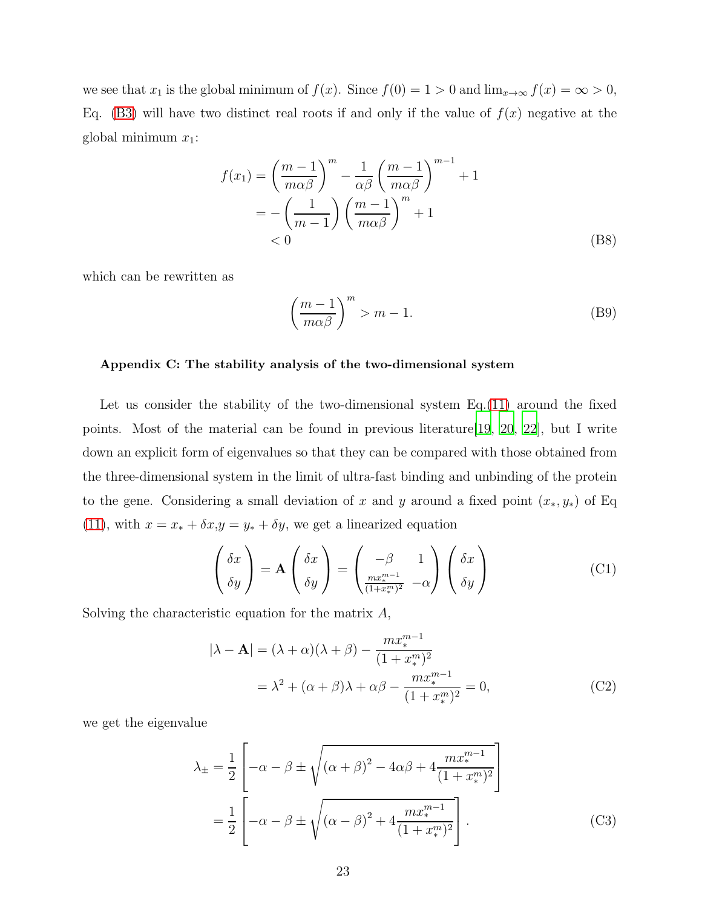we see that $x_1$ is the global minimum of $f(x)$. Since $f(0) = 1 > 0$ and $\lim_{x\to\infty} f(x) = \infty > 0$, Eq. (B3) will have two distinct real roots if and only if the value of $f(x)$ negative at the global minimum $x_1$:

$$
\begin{aligned}
f(x_1) &= \left(\frac{m-1}{m\alpha\beta}\right)^m - \frac{1}{\alpha\beta}\left(\frac{m-1}{m\alpha\beta}\right)^{m-1} + 1 \\
&= -\left(\frac{1}{m-1}\right)\left(\frac{m-1}{m\alpha\beta}\right)^m + 1 \\
&< 0
\end{aligned}
\tag{B8}
$$

which can be rewritten as

$$
\left(\frac{m-1}{m\alpha\beta}\right)^m > m-1. \tag{B9}
$$

**Appendix C: The stability analysis of the two-dimensional system**

Let us consider the stability of the two-dimensional system Eq.(11) around the fixed points. Most of the material can be found in previous literature[19, 20, 22], but I write down an explicit form of eigenvalues so that they can be compared with those obtained from the three-dimensional system in the limit of ultra-fast binding and unbinding of the protein to the gene. Considering a small deviation of $x$ and $y$ around a fixed point $(x_*, y_*)$ of Eq (11), with $x = x_* + \delta x, y = y_* + \delta y$, we get a linearized equation

$$
\begin{pmatrix} \delta x \\ \delta y \end{pmatrix} = \mathbf{A} \begin{pmatrix} \delta x \\ \delta y \end{pmatrix} = \begin{pmatrix} -\beta & 1 \\ \frac{m x_*^{m-1}}{(1+x_*^m)^2} & -\alpha \end{pmatrix} \begin{pmatrix} \delta x \\ \delta y \end{pmatrix} \tag{C1}
$$

Solving the characteristic equation for the matrix $A$,

$$
\begin{aligned}
|\lambda - \mathbf{A}| &= (\lambda+\alpha)(\lambda+\beta) - \frac{m x_*^{m-1}}{(1+x_*^m)^2} \\
&= \lambda^2 + (\alpha+\beta)\lambda + \alpha\beta - \frac{m x_*^{m-1}}{(1+x_*^m)^2} = 0,
\end{aligned}
\tag{C2}
$$

we get the eigenvalue

$$
\begin{aligned}
\lambda_{\pm} &= \frac{1}{2}\left[-\alpha - \beta \pm \sqrt{(\alpha+\beta)^2 - 4\alpha\beta + 4\frac{m x_*^{m-1}}{(1+x_*^m)^2}}\right] \\
&= \frac{1}{2}\left[-\alpha - \beta \pm \sqrt{(\alpha-\beta)^2 + 4\frac{m x_*^{m-1}}{(1+x_*^m)^2}}\right].
\end{aligned}
\tag{C3}
$$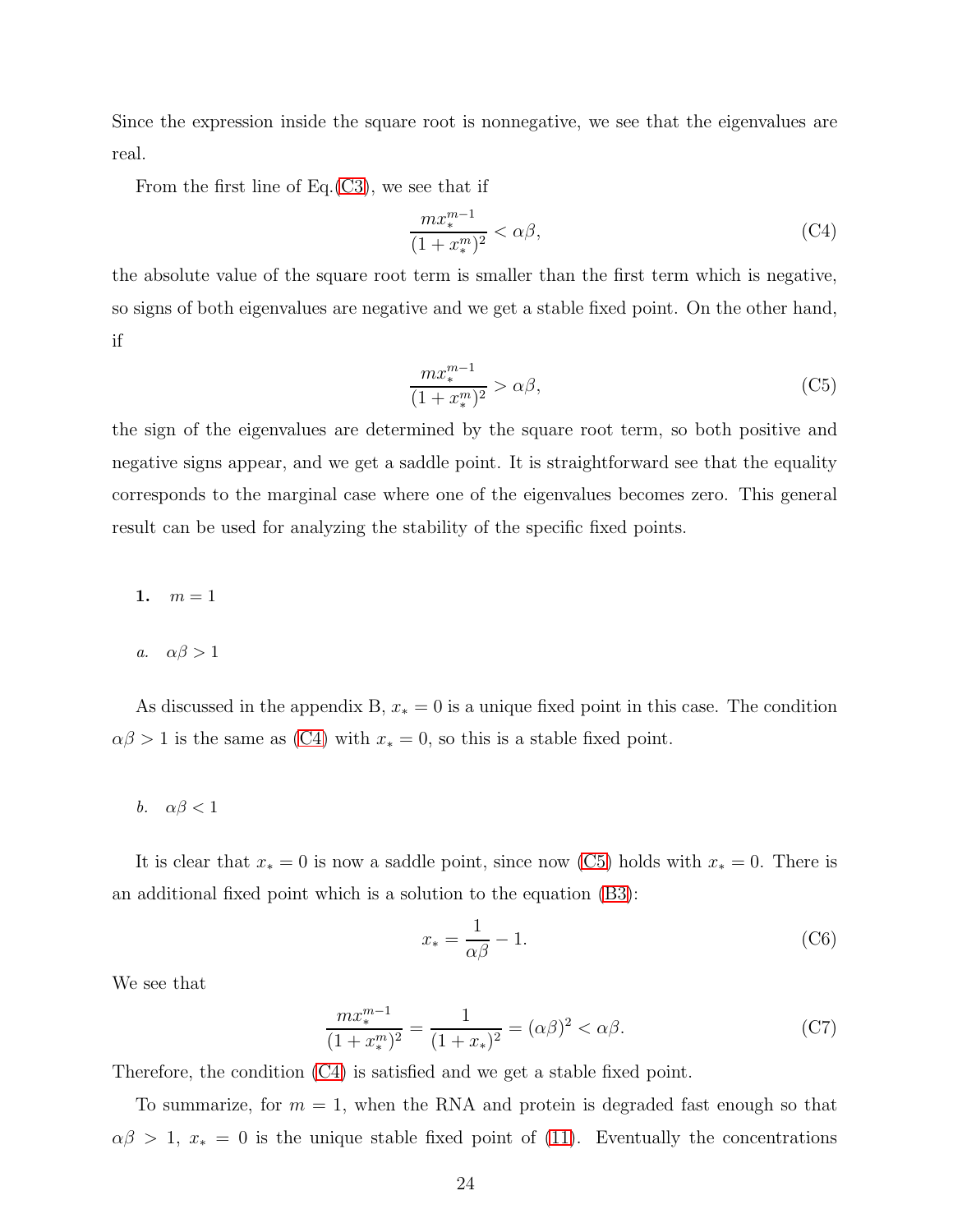Since the expression inside the square root is nonnegative, we see that the eigenvalues are real.

From the first line of Eq.(C3), we see that if

$$\frac{m x_*^{m-1}}{(1+x_*^m)^2} < \alpha\beta, \tag{C4}$$

the absolute value of the square root term is smaller than the first term which is negative, so signs of both eigenvalues are negative and we get a stable fixed point. On the other hand, if

$$\frac{m x_*^{m-1}}{(1+x_*^m)^2} > \alpha\beta, \tag{C5}$$

the sign of the eigenvalues are determined by the square root term, so both positive and negative signs appear, and we get a saddle point. It is straightforward see that the equality corresponds to the marginal case where one of the eigenvalues becomes zero. This general result can be used for analyzing the stability of the specific fixed points.

### 1. $m = 1$

#### a. $\alpha\beta > 1$

As discussed in the appendix B, $x_* = 0$ is a unique fixed point in this case. The condition $\alpha\beta > 1$ is the same as (C4) with $x_* = 0$, so this is a stable fixed point.

#### b. $\alpha\beta < 1$

It is clear that $x_* = 0$ is now a saddle point, since now (C5) holds with $x_* = 0$. There is an additional fixed point which is a solution to the equation (B3):

$$x_* = \frac{1}{\alpha\beta} - 1. \tag{C6}$$

We see that

$$\frac{m x_*^{m-1}}{(1+x_*^m)^2} = \frac{1}{(1+x_*)^2} = (\alpha\beta)^2 < \alpha\beta. \tag{C7}$$

Therefore, the condition (C4) is satisfied and we get a stable fixed point.

To summarize, for $m = 1$, when the RNA and protein is degraded fast enough so that $\alpha\beta > 1$, $x_* = 0$ is the unique stable fixed point of (11). Eventually the concentrations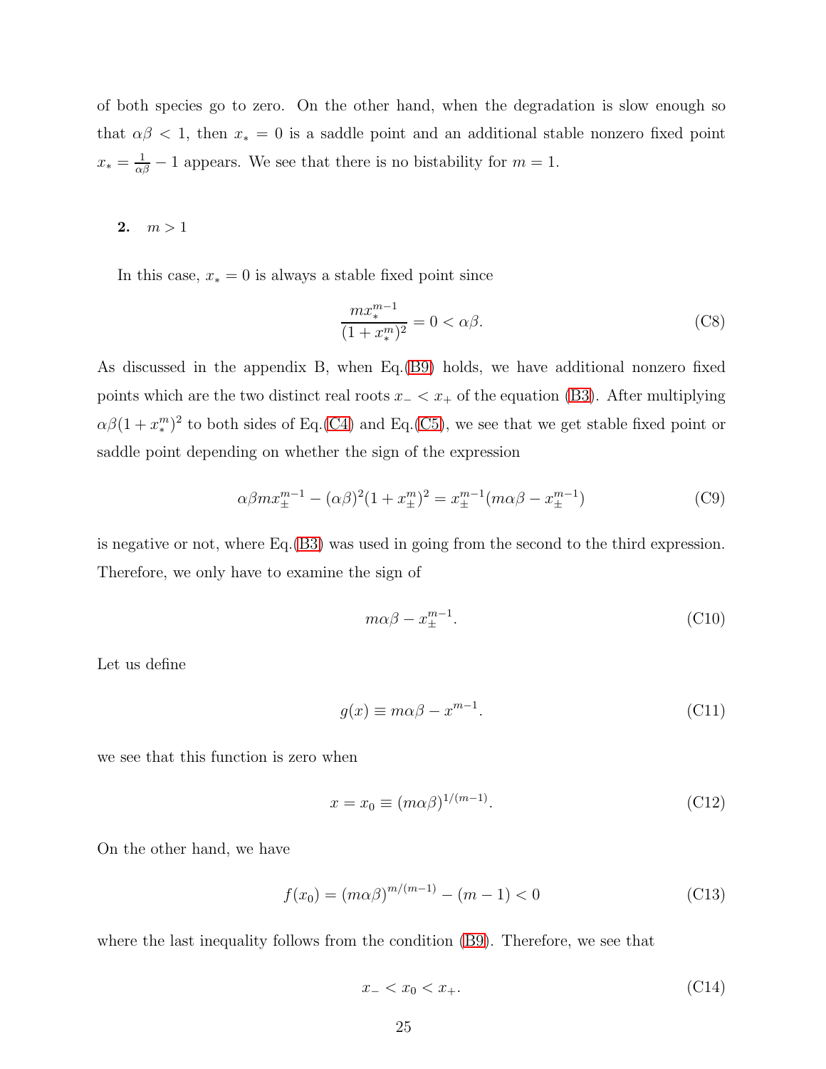of both species go to zero. On the other hand, when the degradation is slow enough so that $\alpha\beta < 1$, then $x_* = 0$ is a saddle point and an additional stable nonzero fixed point $x_* = \frac{1}{\alpha\beta} - 1$ appears. We see that there is no bistability for $m = 1$.

### 2. $m > 1$

In this case, $x_* = 0$ is always a stable fixed point since

$$\frac{m x_*^{m-1}}{(1 + x_*^m)^2} = 0 < \alpha\beta. \tag{C8}$$

As discussed in the appendix B, when Eq.(B9) holds, we have additional nonzero fixed points which are the two distinct real roots $x_- < x_+$ of the equation (B3). After multiplying $\alpha\beta(1 + x_*^m)^2$ to both sides of Eq.(C4) and Eq.(C5), we see that we get stable fixed point or saddle point depending on whether the sign of the expression

$$\alpha\beta m x_\pm^{m-1} - (\alpha\beta)^2(1 + x_\pm^m)^2 = x_\pm^{m-1}(m\alpha\beta - x_\pm^{m-1}) \tag{C9}$$

is negative or not, where Eq.(B3) was used in going from the second to the third expression. Therefore, we only have to examine the sign of

$$m\alpha\beta - x_\pm^{m-1}. \tag{C10}$$

Let us define

$$g(x) \equiv m\alpha\beta - x^{m-1}. \tag{C11}$$

we see that this function is zero when

$$x = x_0 \equiv (m\alpha\beta)^{1/(m-1)}. \tag{C12}$$

On the other hand, we have

$$f(x_0) = (m\alpha\beta)^{m/(m-1)} - (m - 1) < 0 \tag{C13}$$

where the last inequality follows from the condition (B9). Therefore, we see that

$$x_- < x_0 < x_+. \tag{C14}$$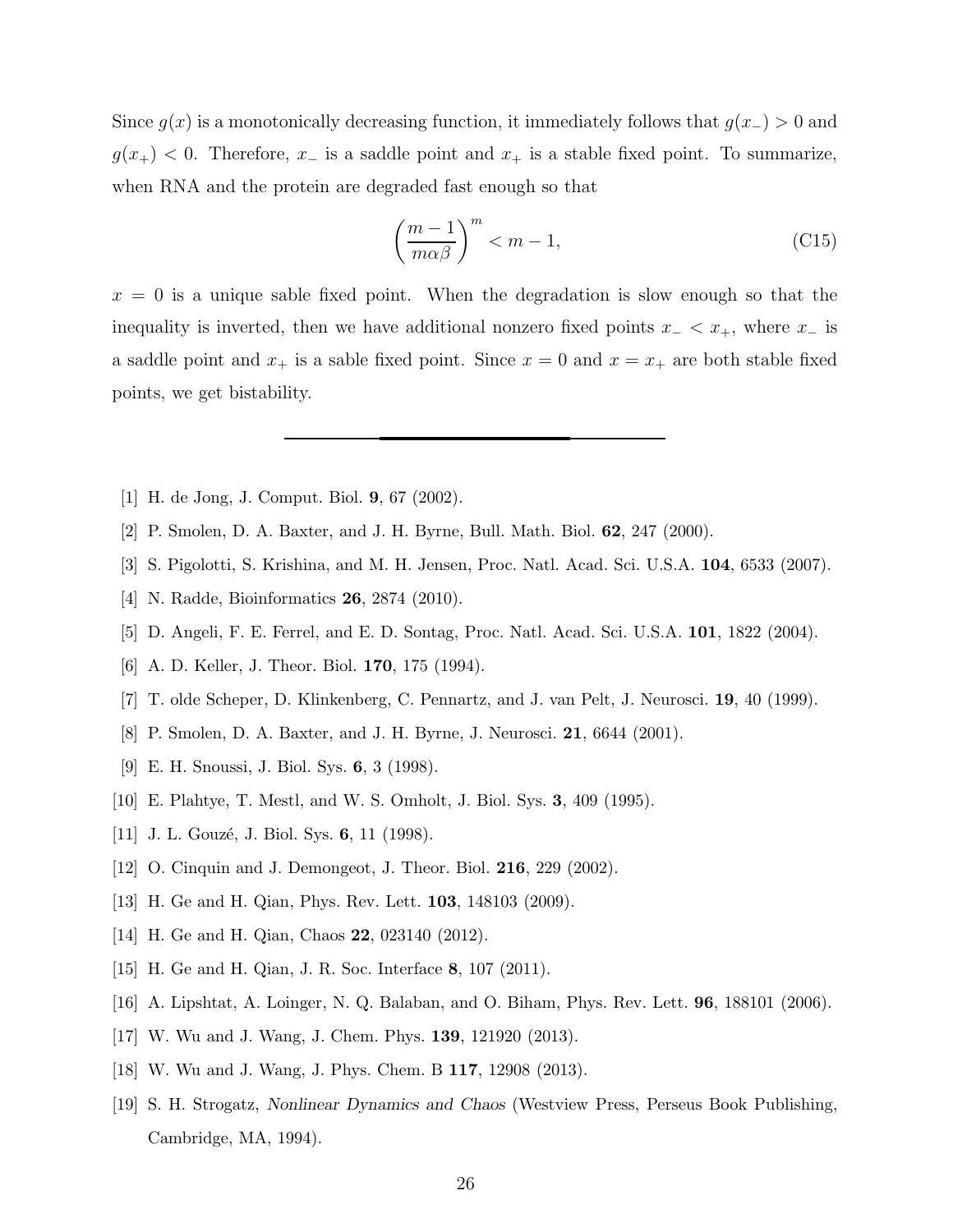Since $g(x)$ is a monotonically decreasing function, it immediately follows that $g(x_-) > 0$ and $g(x_+) < 0$. Therefore, $x_-$ is a saddle point and $x_+$ is a stable fixed point. To summarize, when RNA and the protein are degraded fast enough so that

$$\left(\frac{m-1}{m\alpha\beta}\right)^m < m-1, \tag{C15}$$

$x = 0$ is a unique sable fixed point. When the degradation is slow enough so that the inequality is inverted, then we have additional nonzero fixed points $x_- < x_+$, where $x_-$ is a saddle point and $x_+$ is a sable fixed point. Since $x = 0$ and $x = x_+$ are both stable fixed points, we get bistability.

---

[1] H. de Jong, J. Comput. Biol. **9**, 67 (2002).

[2] P. Smolen, D. A. Baxter, and J. H. Byrne, Bull. Math. Biol. **62**, 247 (2000).

[3] S. Pigolotti, S. Krishina, and M. H. Jensen, Proc. Natl. Acad. Sci. U.S.A. **104**, 6533 (2007).

[4] N. Radde, Bioinformatics **26**, 2874 (2010).

[5] D. Angeli, F. E. Ferrel, and E. D. Sontag, Proc. Natl. Acad. Sci. U.S.A. **101**, 1822 (2004).

[6] A. D. Keller, J. Theor. Biol. **170**, 175 (1994).

[7] T. olde Scheper, D. Klinkenberg, C. Pennartz, and J. van Pelt, J. Neurosci. **19**, 40 (1999).

[8] P. Smolen, D. A. Baxter, and J. H. Byrne, J. Neurosci. **21**, 6644 (2001).

[9] E. H. Snoussi, J. Biol. Sys. **6**, 3 (1998).

[10] E. Plahtye, T. Mestl, and W. S. Omholt, J. Biol. Sys. **3**, 409 (1995).

[11] J. L. Gouzé, J. Biol. Sys. **6**, 11 (1998).

[12] O. Cinquin and J. Demongeot, J. Theor. Biol. **216**, 229 (2002).

[13] H. Ge and H. Qian, Phys. Rev. Lett. **103**, 148103 (2009).

[14] H. Ge and H. Qian, Chaos **22**, 023140 (2012).

[15] H. Ge and H. Qian, J. R. Soc. Interface **8**, 107 (2011).

[16] A. Lipshtat, A. Loinger, N. Q. Balaban, and O. Biham, Phys. Rev. Lett. **96**, 188101 (2006).

[17] W. Wu and J. Wang, J. Chem. Phys. **139**, 121920 (2013).

[18] W. Wu and J. Wang, J. Phys. Chem. B **117**, 12908 (2013).

[19] S. H. Strogatz, *Nonlinear Dynamics and Chaos* (Westview Press, Perseus Book Publishing, Cambridge, MA, 1994).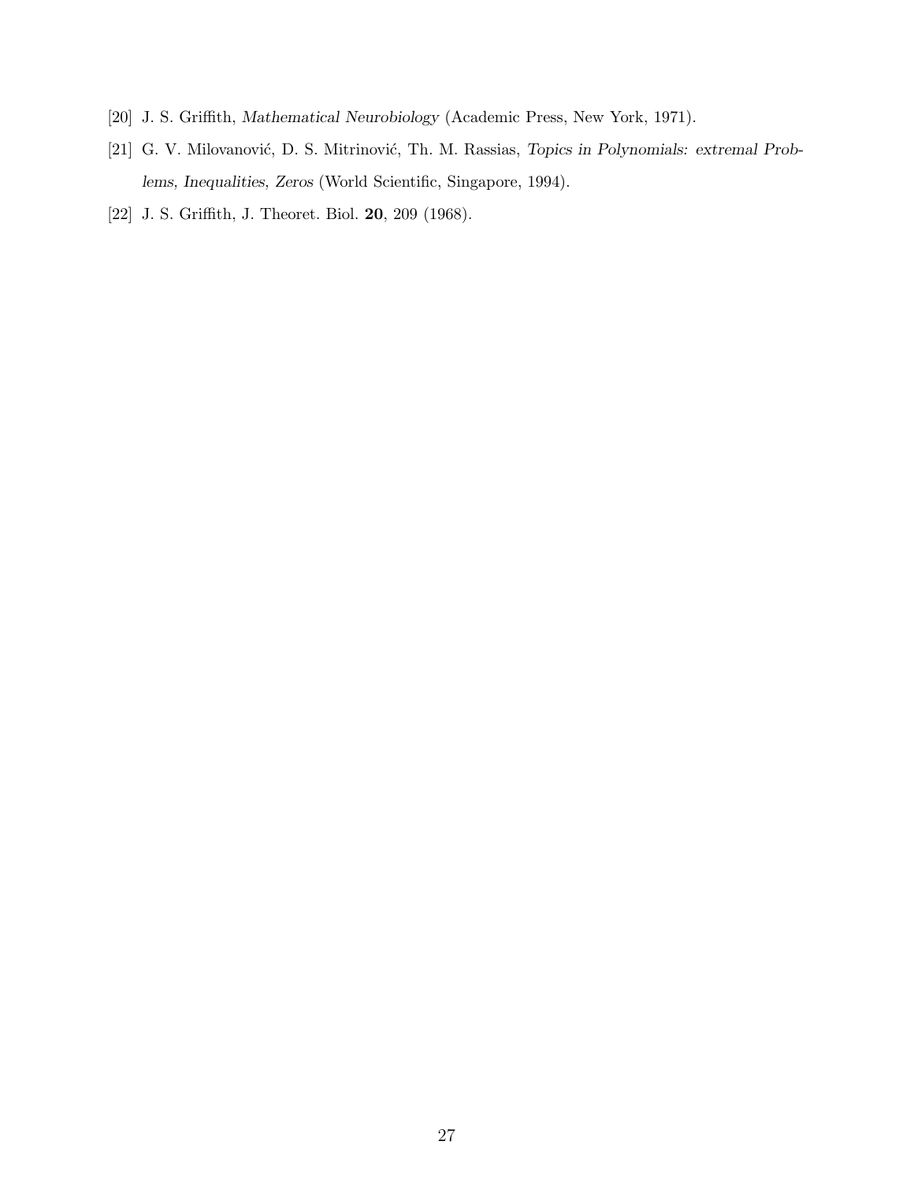[20] J. S. Griffith, *Mathematical Neurobiology* (Academic Press, New York, 1971).

[21] G. V. Milovanović, D. S. Mitrinović, Th. M. Rassias, *Topics in Polynomials: extremal Problems, Inequalities, Zeros* (World Scientific, Singapore, 1994).

[22] J. S. Griffith, J. Theoret. Biol. **20**, 209 (1968).